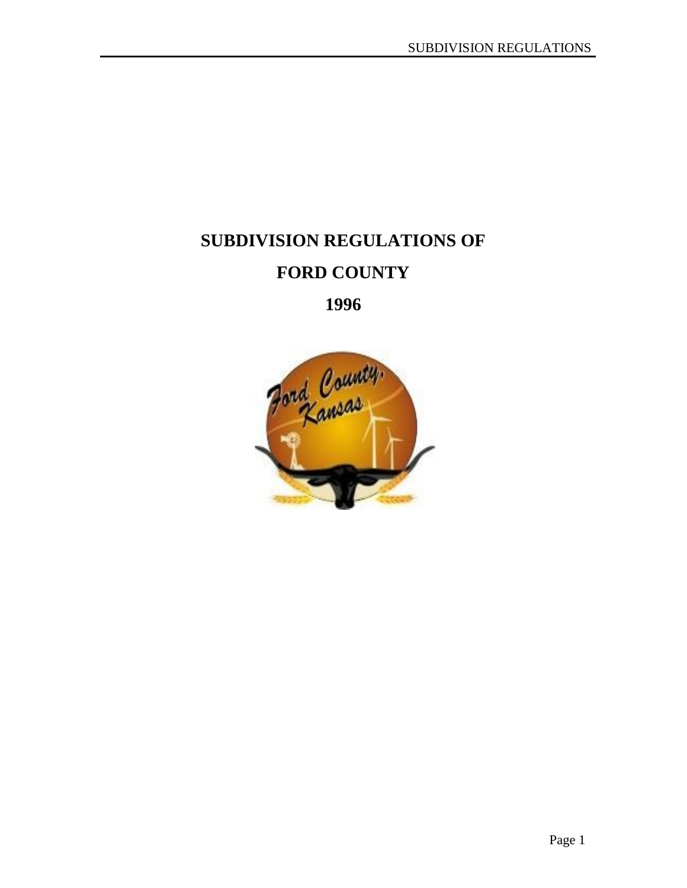# SUBDIVISION REGULATIONS OF

# FORD COUNTY

# 1996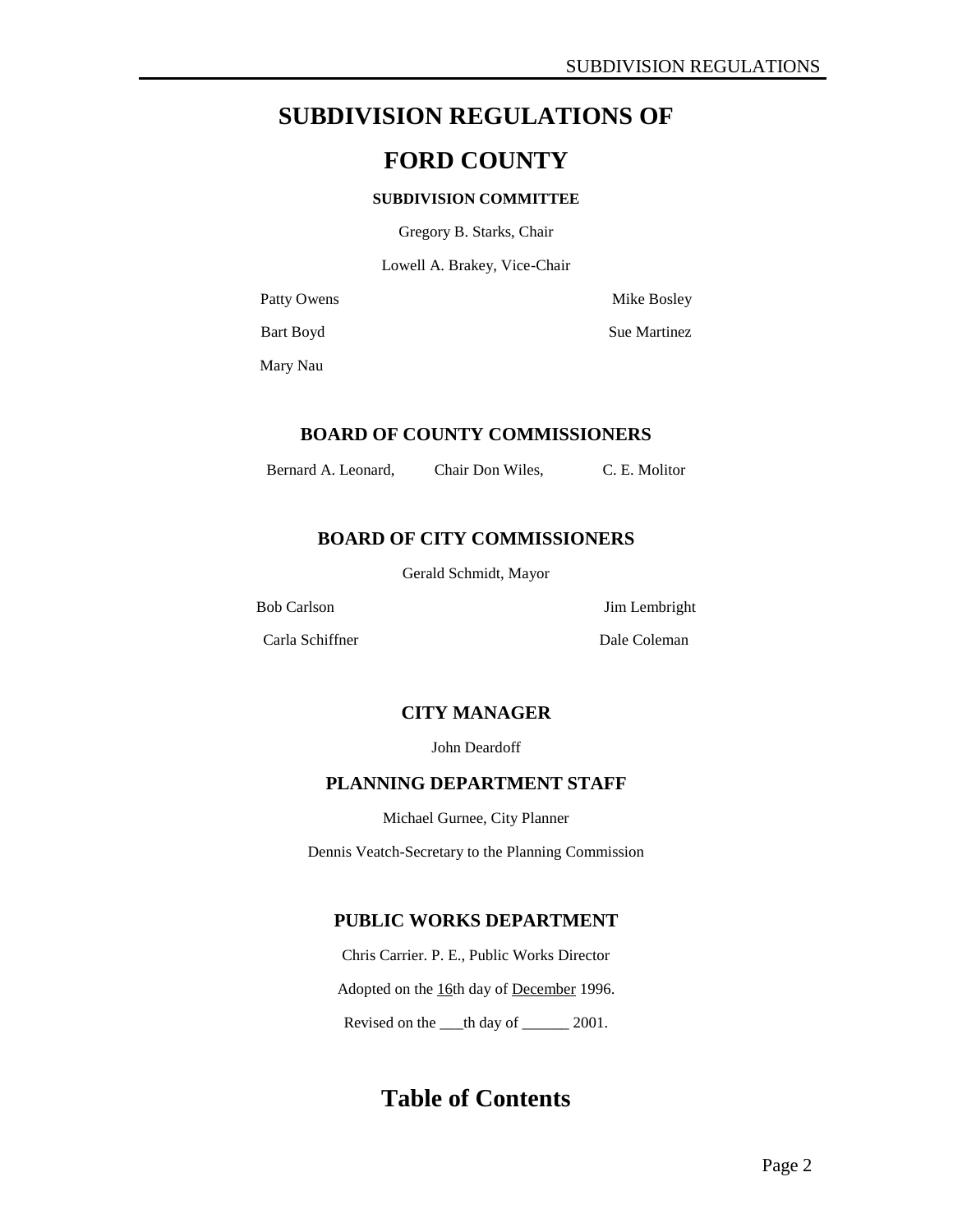# SUBDIVISION REGULATIONS OF

# FORD COUNTY

**SUBDIVISION COMMITTEE**

Gregory B. Starks, Chair

Lowell A. Brakey, Vice-Chair

Patty Owens

Mike Bosley

Bart Boyd

Sue Martinez

Mary Nau

## BOARD OF COUNTY COMMISSIONERS

Bernard A. Leonard, Chair Don Wiles, C. E. Molitor

## BOARD OF CITY COMMISSIONERS

Gerald Schmidt, Mayor

Bob Carlson

Jim Lembright

Carla Schiffner

Dale Coleman

## CITY MANAGER

John Deardoff

## PLANNING DEPARTMENT STAFF

Michael Gurnee, City Planner

Dennis Veatch-Secretary to the Planning Commission

## PUBLIC WORKS DEPARTMENT

Chris Carrier. P. E., Public Works Director

Adopted on the 16th day of December 1996.

Revised on the ___th day of ______ 2001.

# Table of Contents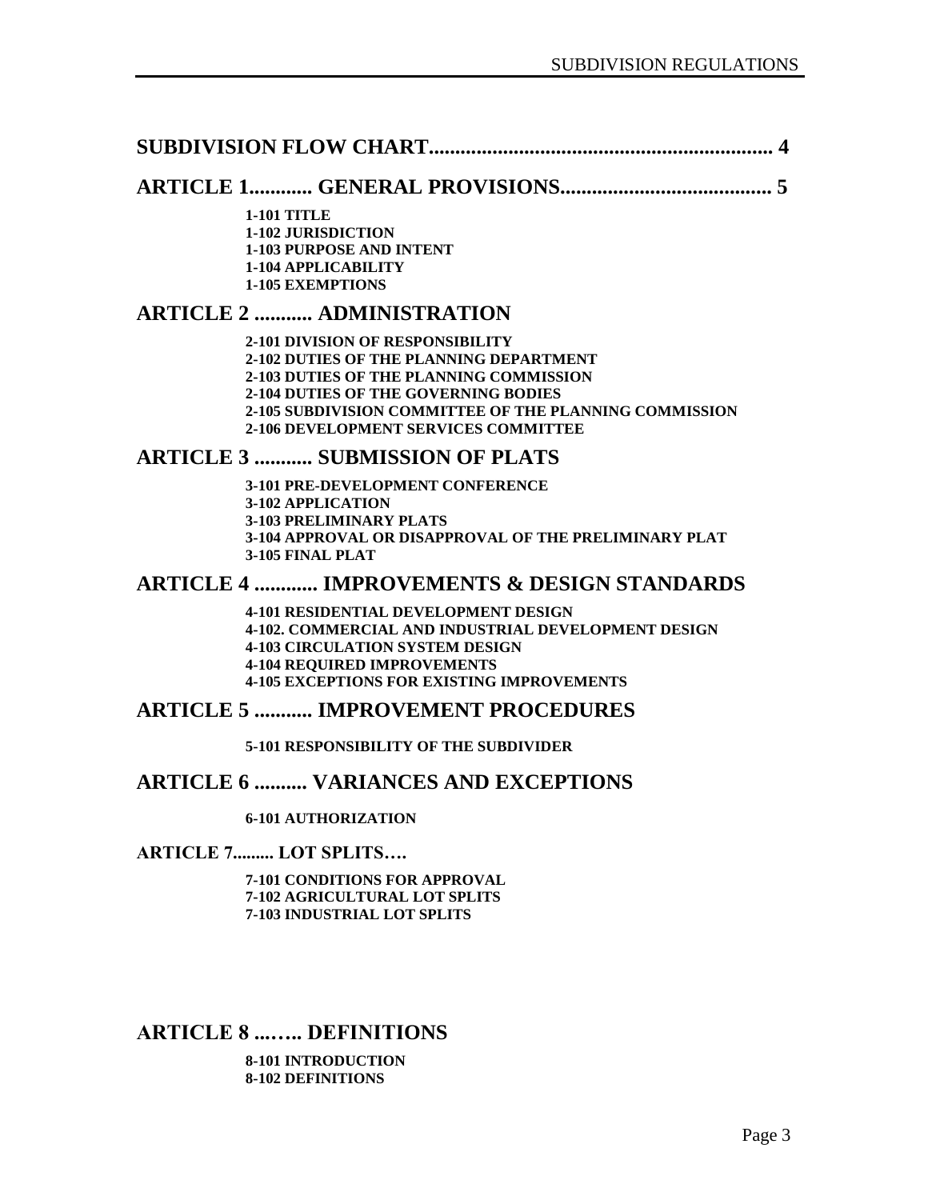## SUBDIVISION FLOW CHART.................................................................. 4

## ARTICLE 1............ GENERAL PROVISIONS........................................ 5

**1-101 TITLE**
**1-102 JURISDICTION**
**1-103 PURPOSE AND INTENT**
**1-104 APPLICABILITY**
**1-105 EXEMPTIONS**

## ARTICLE 2 ........... ADMINISTRATION

**2-101 DIVISION OF RESPONSIBILITY**
**2-102 DUTIES OF THE PLANNING DEPARTMENT**
**2-103 DUTIES OF THE PLANNING COMMISSION**
**2-104 DUTIES OF THE GOVERNING BODIES**
**2-105 SUBDIVISION COMMITTEE OF THE PLANNING COMMISSION**
**2-106 DEVELOPMENT SERVICES COMMITTEE**

## ARTICLE 3 ........... SUBMISSION OF PLATS

**3-101 PRE-DEVELOPMENT CONFERENCE**
**3-102 APPLICATION**
**3-103 PRELIMINARY PLATS**
**3-104 APPROVAL OR DISAPPROVAL OF THE PRELIMINARY PLAT**
**3-105 FINAL PLAT**

## ARTICLE 4 ............ IMPROVEMENTS & DESIGN STANDARDS

**4-101 RESIDENTIAL DEVELOPMENT DESIGN**
**4-102. COMMERCIAL AND INDUSTRIAL DEVELOPMENT DESIGN**
**4-103 CIRCULATION SYSTEM DESIGN**
**4-104 REQUIRED IMPROVEMENTS**
**4-105 EXCEPTIONS FOR EXISTING IMPROVEMENTS**

## ARTICLE 5 ........... IMPROVEMENT PROCEDURES

**5-101 RESPONSIBILITY OF THE SUBDIVIDER**

## ARTICLE 6 .......... VARIANCES AND EXCEPTIONS

**6-101 AUTHORIZATION**

### ARTICLE 7......... LOT SPLITS….

**7-101 CONDITIONS FOR APPROVAL**
**7-102 AGRICULTURAL LOT SPLITS**
**7-103 INDUSTRIAL LOT SPLITS**

## ARTICLE 8 ...….. DEFINITIONS

**8-101 INTRODUCTION**
**8-102 DEFINITIONS**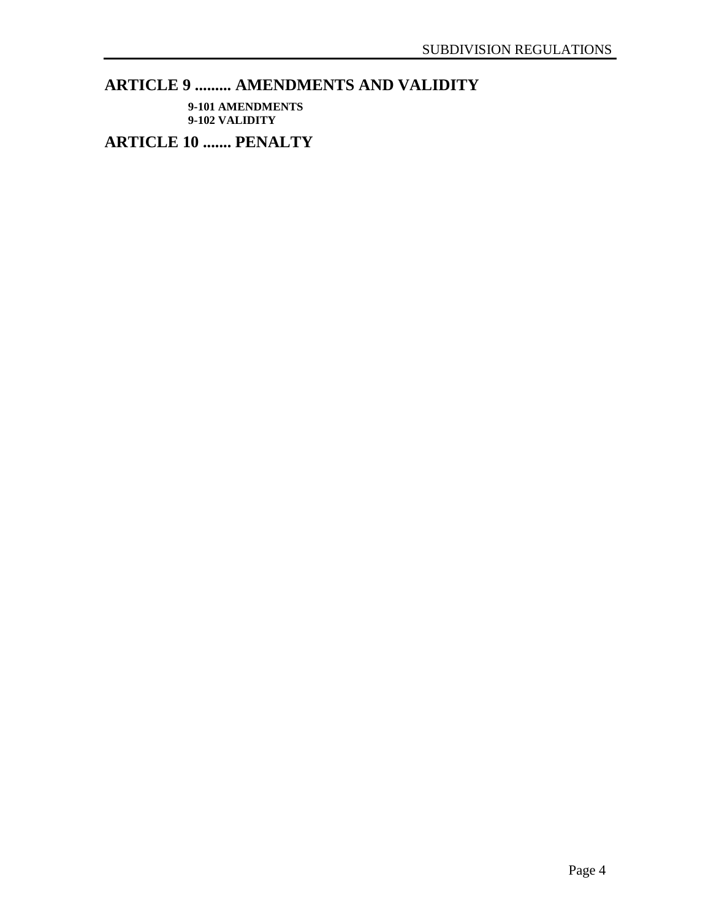## ARTICLE 9 ......... AMENDMENTS AND VALIDITY

**9-101 AMENDMENTS**
**9-102 VALIDITY**

## ARTICLE 10 ....... PENALTY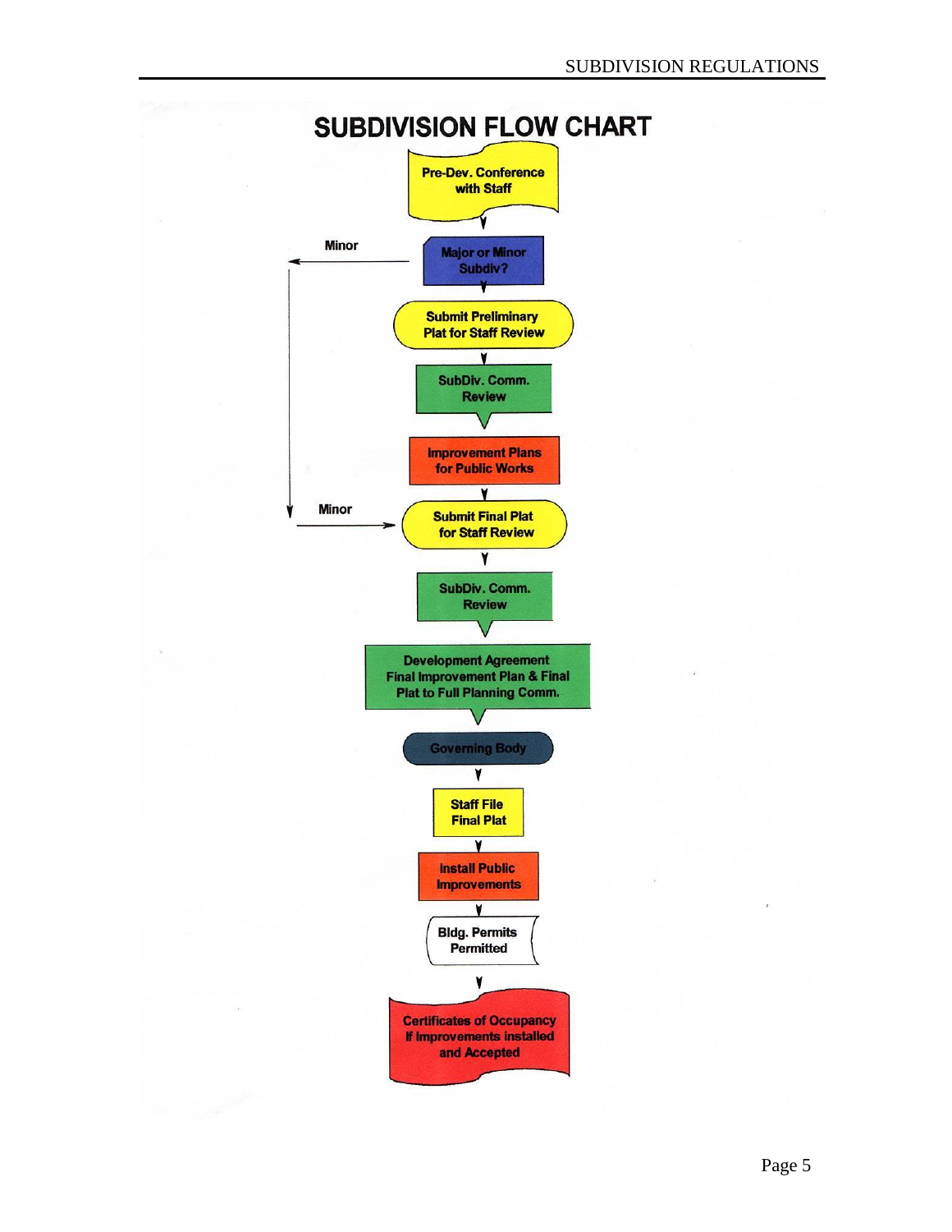# SUBDIVISION FLOW CHART

1. Pre-Dev. Conference with Staff
2. Major or Minor Subdiv? (Minor → skip to Submit Final Plat for Staff Review)
3. Submit Preliminary Plat for Staff Review
4. SubDiv. Comm. Review
5. Improvement Plans for Public Works
6. Submit Final Plat for Staff Review (Minor)
7. SubDiv. Comm. Review
8. Development Agreement Final Improvement Plan & Final Plat to Full Planning Comm.
9. Governing Body
10. Staff File Final Plat
11. Install Public Improvements
12. Bldg. Permits Permitted
13. Certificates of Occupancy If Improvements installed and Accepted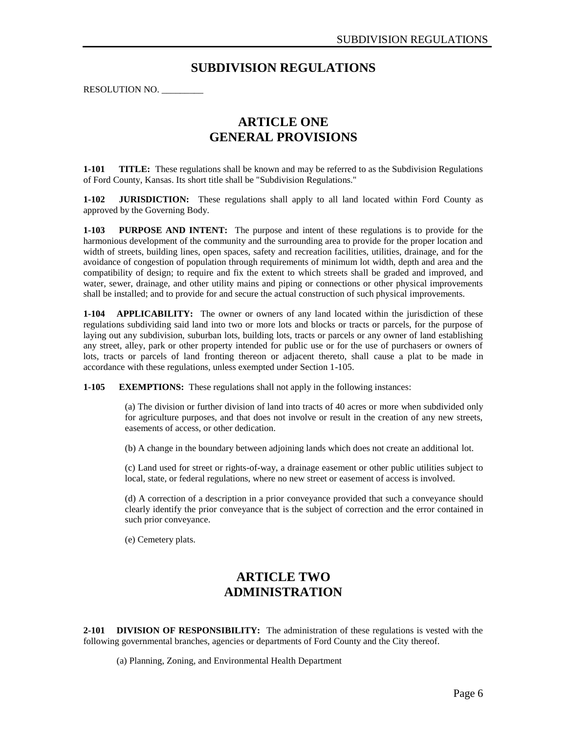# SUBDIVISION REGULATIONS

RESOLUTION NO. _________

## ARTICLE ONE
## GENERAL PROVISIONS

**1-101 TITLE:** These regulations shall be known and may be referred to as the Subdivision Regulations of Ford County, Kansas. Its short title shall be "Subdivision Regulations."

**1-102 JURISDICTION:** These regulations shall apply to all land located within Ford County as approved by the Governing Body.

**1-103 PURPOSE AND INTENT:** The purpose and intent of these regulations is to provide for the harmonious development of the community and the surrounding area to provide for the proper location and width of streets, building lines, open spaces, safety and recreation facilities, utilities, drainage, and for the avoidance of congestion of population through requirements of minimum lot width, depth and area and the compatibility of design; to require and fix the extent to which streets shall be graded and improved, and water, sewer, drainage, and other utility mains and piping or connections or other physical improvements shall be installed; and to provide for and secure the actual construction of such physical improvements.

**1-104 APPLICABILITY:** The owner or owners of any land located within the jurisdiction of these regulations subdividing said land into two or more lots and blocks or tracts or parcels, for the purpose of laying out any subdivision, suburban lots, building lots, tracts or parcels or any owner of land establishing any street, alley, park or other property intended for public use or for the use of purchasers or owners of lots, tracts or parcels of land fronting thereon or adjacent thereto, shall cause a plat to be made in accordance with these regulations, unless exempted under Section 1-105.

**1-105 EXEMPTIONS:** These regulations shall not apply in the following instances:

(a) The division or further division of land into tracts of 40 acres or more when subdivided only for agriculture purposes, and that does not involve or result in the creation of any new streets, easements of access, or other dedication.

(b) A change in the boundary between adjoining lands which does not create an additional lot.

(c) Land used for street or rights-of-way, a drainage easement or other public utilities subject to local, state, or federal regulations, where no new street or easement of access is involved.

(d) A correction of a description in a prior conveyance provided that such a conveyance should clearly identify the prior conveyance that is the subject of correction and the error contained in such prior conveyance.

(e) Cemetery plats.

## ARTICLE TWO
## ADMINISTRATION

**2-101 DIVISION OF RESPONSIBILITY:** The administration of these regulations is vested with the following governmental branches, agencies or departments of Ford County and the City thereof.

(a) Planning, Zoning, and Environmental Health Department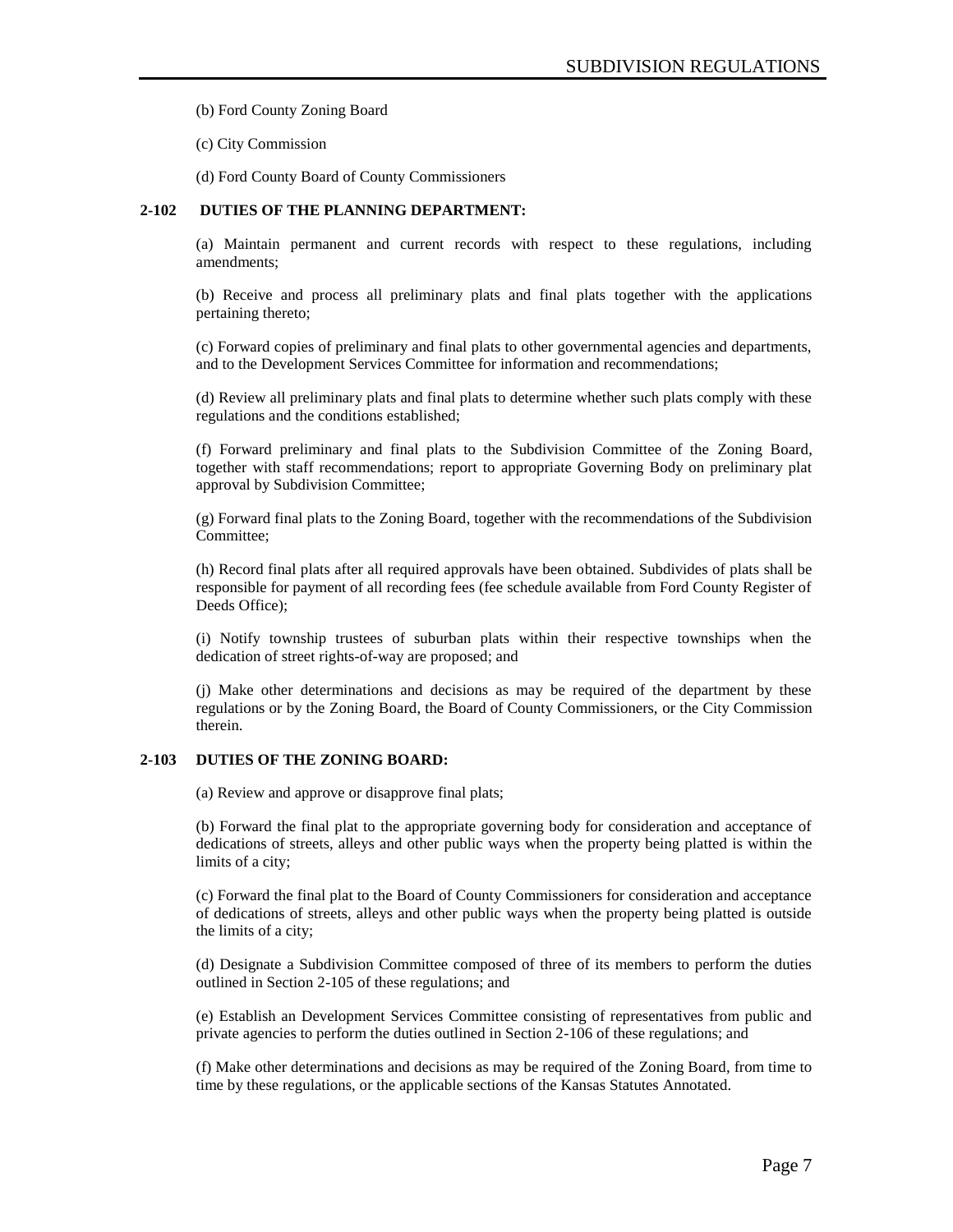(b) Ford County Zoning Board

(c) City Commission

(d) Ford County Board of County Commissioners

**2-102 DUTIES OF THE PLANNING DEPARTMENT:**

(a) Maintain permanent and current records with respect to these regulations, including amendments;

(b) Receive and process all preliminary plats and final plats together with the applications pertaining thereto;

(c) Forward copies of preliminary and final plats to other governmental agencies and departments, and to the Development Services Committee for information and recommendations;

(d) Review all preliminary plats and final plats to determine whether such plats comply with these regulations and the conditions established;

(f) Forward preliminary and final plats to the Subdivision Committee of the Zoning Board, together with staff recommendations; report to appropriate Governing Body on preliminary plat approval by Subdivision Committee;

(g) Forward final plats to the Zoning Board, together with the recommendations of the Subdivision Committee;

(h) Record final plats after all required approvals have been obtained. Subdivides of plats shall be responsible for payment of all recording fees (fee schedule available from Ford County Register of Deeds Office);

(i) Notify township trustees of suburban plats within their respective townships when the dedication of street rights-of-way are proposed; and

(j) Make other determinations and decisions as may be required of the department by these regulations or by the Zoning Board, the Board of County Commissioners, or the City Commission therein.

**2-103 DUTIES OF THE ZONING BOARD:**

(a) Review and approve or disapprove final plats;

(b) Forward the final plat to the appropriate governing body for consideration and acceptance of dedications of streets, alleys and other public ways when the property being platted is within the limits of a city;

(c) Forward the final plat to the Board of County Commissioners for consideration and acceptance of dedications of streets, alleys and other public ways when the property being platted is outside the limits of a city;

(d) Designate a Subdivision Committee composed of three of its members to perform the duties outlined in Section 2-105 of these regulations; and

(e) Establish an Development Services Committee consisting of representatives from public and private agencies to perform the duties outlined in Section 2-106 of these regulations; and

(f) Make other determinations and decisions as may be required of the Zoning Board, from time to time by these regulations, or the applicable sections of the Kansas Statutes Annotated.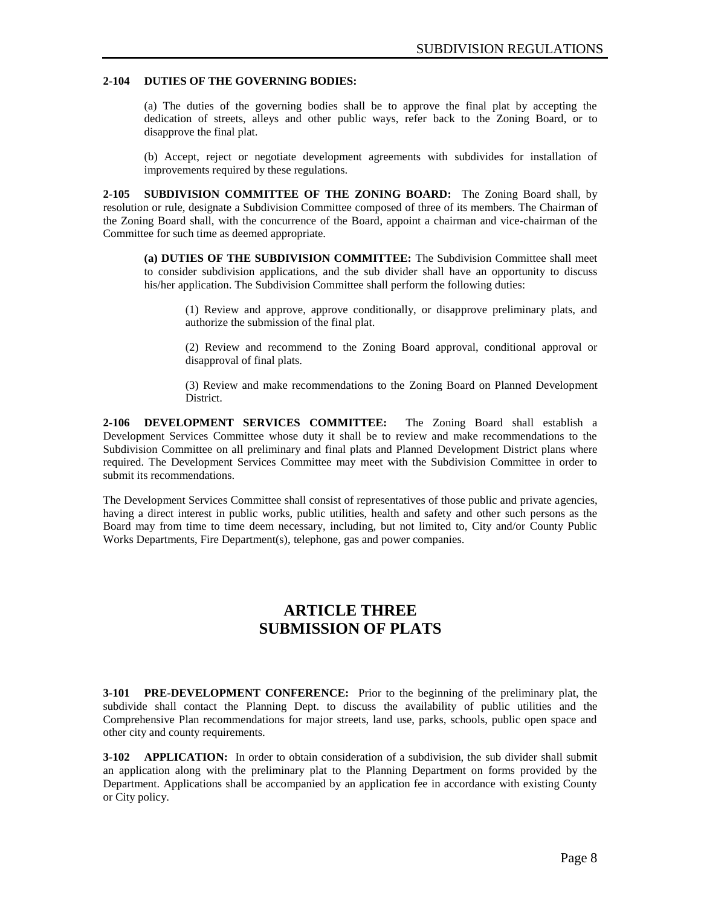**2-104 DUTIES OF THE GOVERNING BODIES:**

(a) The duties of the governing bodies shall be to approve the final plat by accepting the dedication of streets, alleys and other public ways, refer back to the Zoning Board, or to disapprove the final plat.

(b) Accept, reject or negotiate development agreements with subdivides for installation of improvements required by these regulations.

**2-105 SUBDIVISION COMMITTEE OF THE ZONING BOARD:** The Zoning Board shall, by resolution or rule, designate a Subdivision Committee composed of three of its members. The Chairman of the Zoning Board shall, with the concurrence of the Board, appoint a chairman and vice-chairman of the Committee for such time as deemed appropriate.

**(a) DUTIES OF THE SUBDIVISION COMMITTEE:** The Subdivision Committee shall meet to consider subdivision applications, and the sub divider shall have an opportunity to discuss his/her application. The Subdivision Committee shall perform the following duties:

(1) Review and approve, approve conditionally, or disapprove preliminary plats, and authorize the submission of the final plat.

(2) Review and recommend to the Zoning Board approval, conditional approval or disapproval of final plats.

(3) Review and make recommendations to the Zoning Board on Planned Development District.

**2-106 DEVELOPMENT SERVICES COMMITTEE:** The Zoning Board shall establish a Development Services Committee whose duty it shall be to review and make recommendations to the Subdivision Committee on all preliminary and final plats and Planned Development District plans where required. The Development Services Committee may meet with the Subdivision Committee in order to submit its recommendations.

The Development Services Committee shall consist of representatives of those public and private agencies, having a direct interest in public works, public utilities, health and safety and other such persons as the Board may from time to time deem necessary, including, but not limited to, City and/or County Public Works Departments, Fire Department(s), telephone, gas and power companies.

# ARTICLE THREE
# SUBMISSION OF PLATS

**3-101 PRE-DEVELOPMENT CONFERENCE:** Prior to the beginning of the preliminary plat, the subdivide shall contact the Planning Dept. to discuss the availability of public utilities and the Comprehensive Plan recommendations for major streets, land use, parks, schools, public open space and other city and county requirements.

**3-102 APPLICATION:** In order to obtain consideration of a subdivision, the sub divider shall submit an application along with the preliminary plat to the Planning Department on forms provided by the Department. Applications shall be accompanied by an application fee in accordance with existing County or City policy.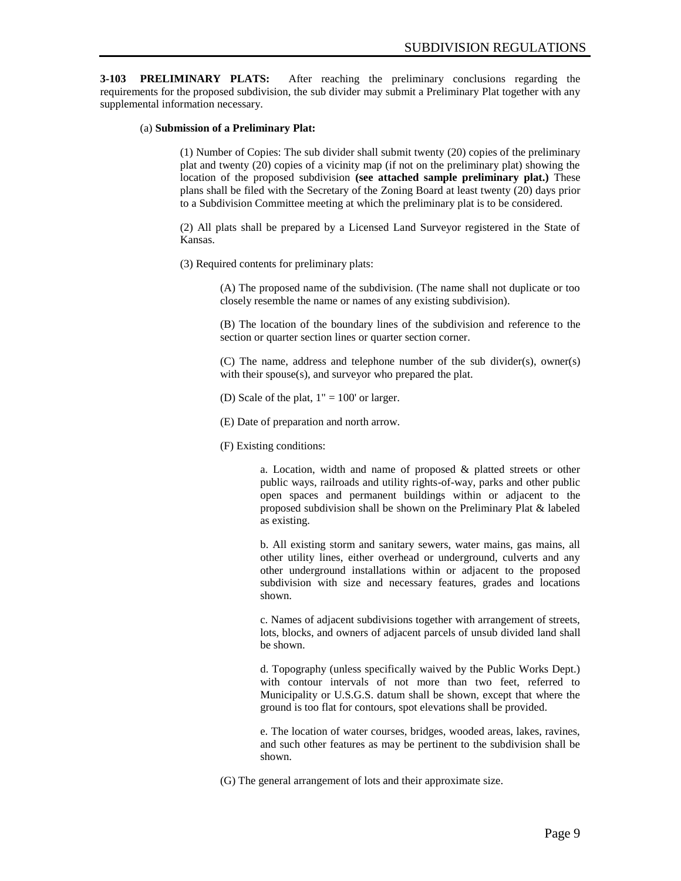**3-103 PRELIMINARY PLATS:** After reaching the preliminary conclusions regarding the requirements for the proposed subdivision, the sub divider may submit a Preliminary Plat together with any supplemental information necessary.

(a) **Submission of a Preliminary Plat:**

(1) Number of Copies: The sub divider shall submit twenty (20) copies of the preliminary plat and twenty (20) copies of a vicinity map (if not on the preliminary plat) showing the location of the proposed subdivision **(see attached sample preliminary plat.)** These plans shall be filed with the Secretary of the Zoning Board at least twenty (20) days prior to a Subdivision Committee meeting at which the preliminary plat is to be considered.

(2) All plats shall be prepared by a Licensed Land Surveyor registered in the State of Kansas.

(3) Required contents for preliminary plats:

(A) The proposed name of the subdivision. (The name shall not duplicate or too closely resemble the name or names of any existing subdivision).

(B) The location of the boundary lines of the subdivision and reference to the section or quarter section lines or quarter section corner.

(C) The name, address and telephone number of the sub divider(s), owner(s) with their spouse(s), and surveyor who prepared the plat.

(D) Scale of the plat, 1" = 100' or larger.

(E) Date of preparation and north arrow.

(F) Existing conditions:

a. Location, width and name of proposed & platted streets or other public ways, railroads and utility rights-of-way, parks and other public open spaces and permanent buildings within or adjacent to the proposed subdivision shall be shown on the Preliminary Plat & labeled as existing.

b. All existing storm and sanitary sewers, water mains, gas mains, all other utility lines, either overhead or underground, culverts and any other underground installations within or adjacent to the proposed subdivision with size and necessary features, grades and locations shown.

c. Names of adjacent subdivisions together with arrangement of streets, lots, blocks, and owners of adjacent parcels of unsub divided land shall be shown.

d. Topography (unless specifically waived by the Public Works Dept.) with contour intervals of not more than two feet, referred to Municipality or U.S.G.S. datum shall be shown, except that where the ground is too flat for contours, spot elevations shall be provided.

e. The location of water courses, bridges, wooded areas, lakes, ravines, and such other features as may be pertinent to the subdivision shall be shown.

(G) The general arrangement of lots and their approximate size.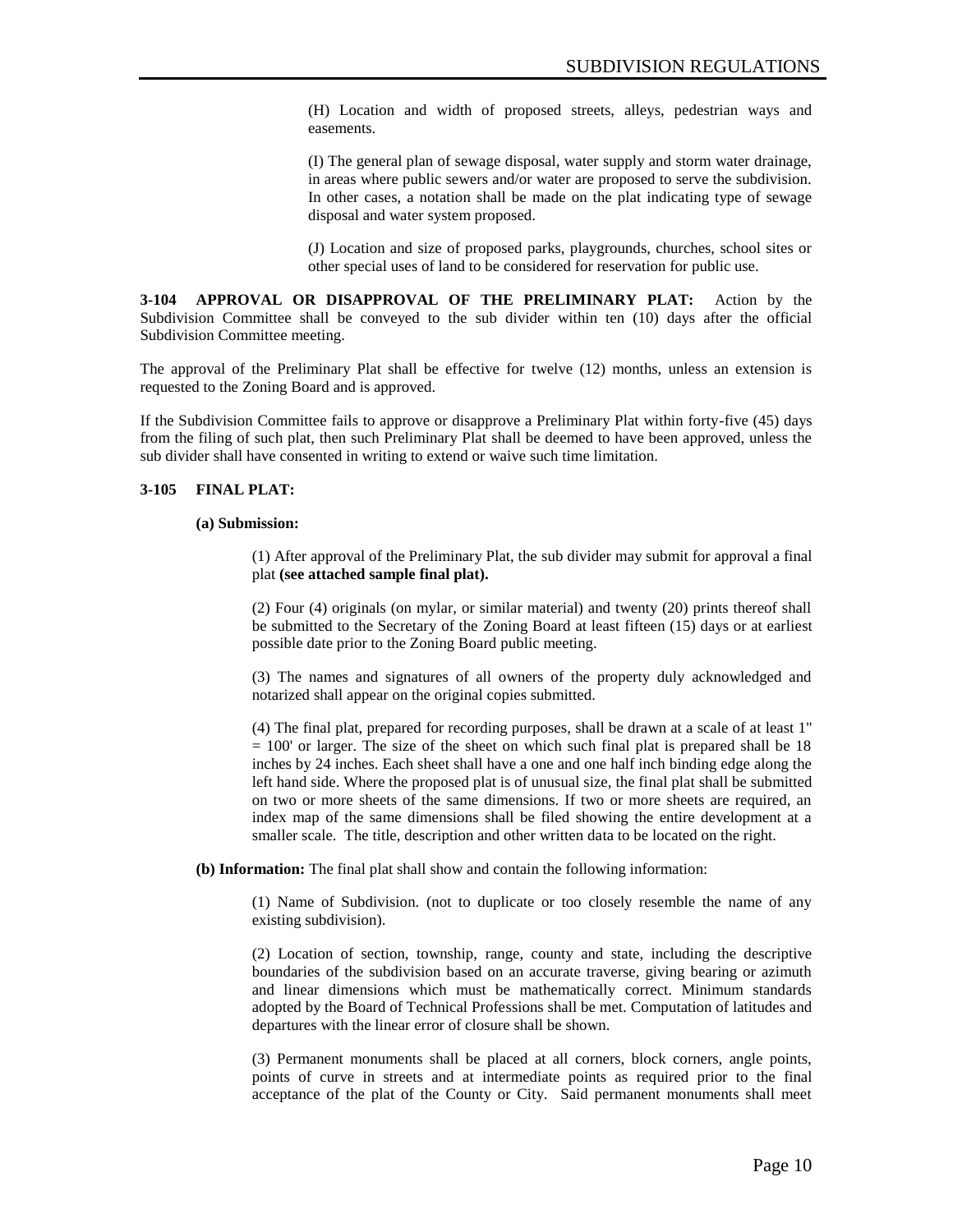(H) Location and width of proposed streets, alleys, pedestrian ways and easements.

(I) The general plan of sewage disposal, water supply and storm water drainage, in areas where public sewers and/or water are proposed to serve the subdivision. In other cases, a notation shall be made on the plat indicating type of sewage disposal and water system proposed.

(J) Location and size of proposed parks, playgrounds, churches, school sites or other special uses of land to be considered for reservation for public use.

**3-104 APPROVAL OR DISAPPROVAL OF THE PRELIMINARY PLAT:** Action by the Subdivision Committee shall be conveyed to the sub divider within ten (10) days after the official Subdivision Committee meeting.

The approval of the Preliminary Plat shall be effective for twelve (12) months, unless an extension is requested to the Zoning Board and is approved.

If the Subdivision Committee fails to approve or disapprove a Preliminary Plat within forty-five (45) days from the filing of such plat, then such Preliminary Plat shall be deemed to have been approved, unless the sub divider shall have consented in writing to extend or waive such time limitation.

**3-105 FINAL PLAT:**

**(a) Submission:**

(1) After approval of the Preliminary Plat, the sub divider may submit for approval a final plat **(see attached sample final plat).**

(2) Four (4) originals (on mylar, or similar material) and twenty (20) prints thereof shall be submitted to the Secretary of the Zoning Board at least fifteen (15) days or at earliest possible date prior to the Zoning Board public meeting.

(3) The names and signatures of all owners of the property duly acknowledged and notarized shall appear on the original copies submitted.

(4) The final plat, prepared for recording purposes, shall be drawn at a scale of at least 1" = 100' or larger. The size of the sheet on which such final plat is prepared shall be 18 inches by 24 inches. Each sheet shall have a one and one half inch binding edge along the left hand side. Where the proposed plat is of unusual size, the final plat shall be submitted on two or more sheets of the same dimensions. If two or more sheets are required, an index map of the same dimensions shall be filed showing the entire development at a smaller scale. The title, description and other written data to be located on the right.

**(b) Information:** The final plat shall show and contain the following information:

(1) Name of Subdivision. (not to duplicate or too closely resemble the name of any existing subdivision).

(2) Location of section, township, range, county and state, including the descriptive boundaries of the subdivision based on an accurate traverse, giving bearing or azimuth and linear dimensions which must be mathematically correct. Minimum standards adopted by the Board of Technical Professions shall be met. Computation of latitudes and departures with the linear error of closure shall be shown.

(3) Permanent monuments shall be placed at all corners, block corners, angle points, points of curve in streets and at intermediate points as required prior to the final acceptance of the plat of the County or City. Said permanent monuments shall meet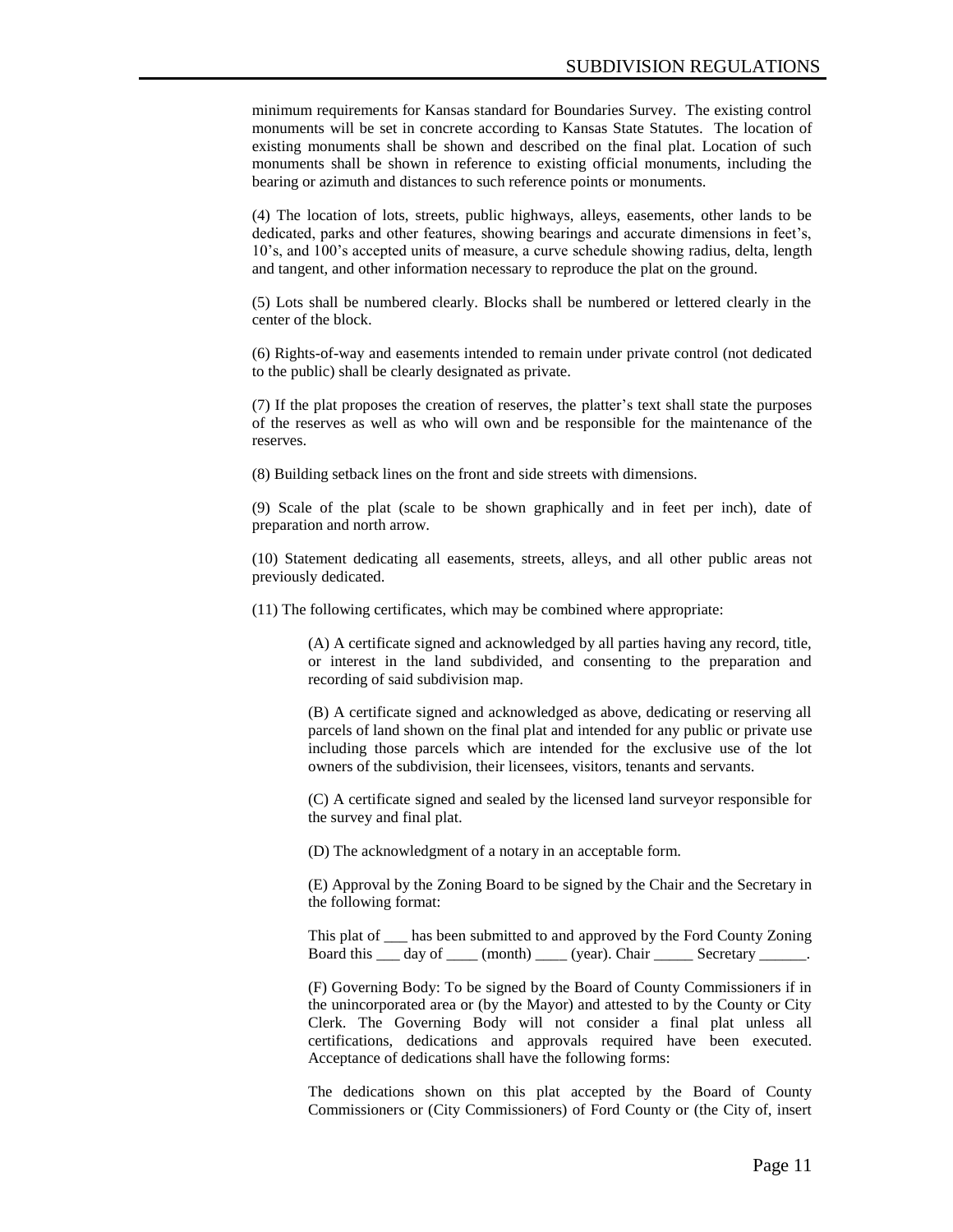minimum requirements for Kansas standard for Boundaries Survey. The existing control monuments will be set in concrete according to Kansas State Statutes. The location of existing monuments shall be shown and described on the final plat. Location of such monuments shall be shown in reference to existing official monuments, including the bearing or azimuth and distances to such reference points or monuments.

(4) The location of lots, streets, public highways, alleys, easements, other lands to be dedicated, parks and other features, showing bearings and accurate dimensions in feet's, 10's, and 100's accepted units of measure, a curve schedule showing radius, delta, length and tangent, and other information necessary to reproduce the plat on the ground.

(5) Lots shall be numbered clearly. Blocks shall be numbered or lettered clearly in the center of the block.

(6) Rights-of-way and easements intended to remain under private control (not dedicated to the public) shall be clearly designated as private.

(7) If the plat proposes the creation of reserves, the platter's text shall state the purposes of the reserves as well as who will own and be responsible for the maintenance of the reserves.

(8) Building setback lines on the front and side streets with dimensions.

(9) Scale of the plat (scale to be shown graphically and in feet per inch), date of preparation and north arrow.

(10) Statement dedicating all easements, streets, alleys, and all other public areas not previously dedicated.

(11) The following certificates, which may be combined where appropriate:

(A) A certificate signed and acknowledged by all parties having any record, title, or interest in the land subdivided, and consenting to the preparation and recording of said subdivision map.

(B) A certificate signed and acknowledged as above, dedicating or reserving all parcels of land shown on the final plat and intended for any public or private use including those parcels which are intended for the exclusive use of the lot owners of the subdivision, their licensees, visitors, tenants and servants.

(C) A certificate signed and sealed by the licensed land surveyor responsible for the survey and final plat.

(D) The acknowledgment of a notary in an acceptable form.

(E) Approval by the Zoning Board to be signed by the Chair and the Secretary in the following format:

This plat of ___ has been submitted to and approved by the Ford County Zoning Board this ___ day of ____ (month) ____ (year). Chair _____ Secretary ______.

(F) Governing Body: To be signed by the Board of County Commissioners if in the unincorporated area or (by the Mayor) and attested to by the County or City Clerk. The Governing Body will not consider a final plat unless all certifications, dedications and approvals required have been executed. Acceptance of dedications shall have the following forms:

The dedications shown on this plat accepted by the Board of County Commissioners or (City Commissioners) of Ford County or (the City of, insert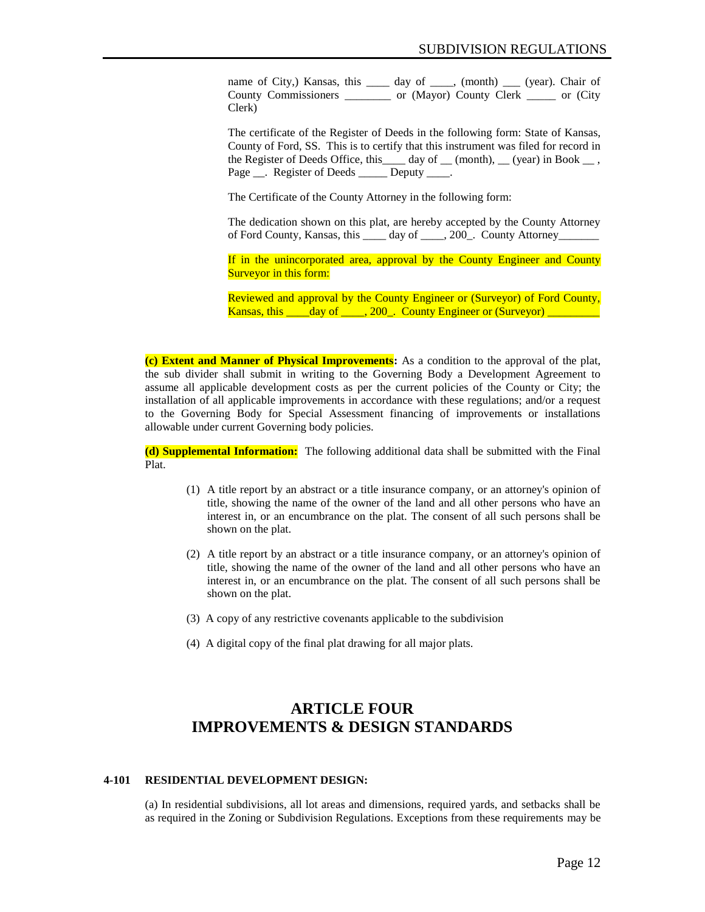name of City,) Kansas, this ____ day of ____, (month) ___ (year). Chair of County Commissioners ________ or (Mayor) County Clerk _____ or (City Clerk)

The certificate of the Register of Deeds in the following form: State of Kansas, County of Ford, SS. This is to certify that this instrument was filed for record in the Register of Deeds Office, this____ day of __ (month), __ (year) in Book __ , Page __. Register of Deeds _____ Deputy ____.

The Certificate of the County Attorney in the following form:

The dedication shown on this plat, are hereby accepted by the County Attorney of Ford County, Kansas, this ____ day of ____, 200_. County Attorney_______

If in the unincorporated area, approval by the County Engineer and County Surveyor in this form:

Reviewed and approval by the County Engineer or (Surveyor) of Ford County, Kansas, this ____day of ____, 200_. County Engineer or (Surveyor) _________

**(c) Extent and Manner of Physical Improvements:** As a condition to the approval of the plat, the sub divider shall submit in writing to the Governing Body a Development Agreement to assume all applicable development costs as per the current policies of the County or City; the installation of all applicable improvements in accordance with these regulations; and/or a request to the Governing Body for Special Assessment financing of improvements or installations allowable under current Governing body policies.

**(d) Supplemental Information:** The following additional data shall be submitted with the Final Plat.

(1) A title report by an abstract or a title insurance company, or an attorney's opinion of title, showing the name of the owner of the land and all other persons who have an interest in, or an encumbrance on the plat. The consent of all such persons shall be shown on the plat.

(2) A title report by an abstract or a title insurance company, or an attorney's opinion of title, showing the name of the owner of the land and all other persons who have an interest in, or an encumbrance on the plat. The consent of all such persons shall be shown on the plat.

(3) A copy of any restrictive covenants applicable to the subdivision

(4) A digital copy of the final plat drawing for all major plats.

# ARTICLE FOUR
# IMPROVEMENTS & DESIGN STANDARDS

**4-101 RESIDENTIAL DEVELOPMENT DESIGN:**

(a) In residential subdivisions, all lot areas and dimensions, required yards, and setbacks shall be as required in the Zoning or Subdivision Regulations. Exceptions from these requirements may be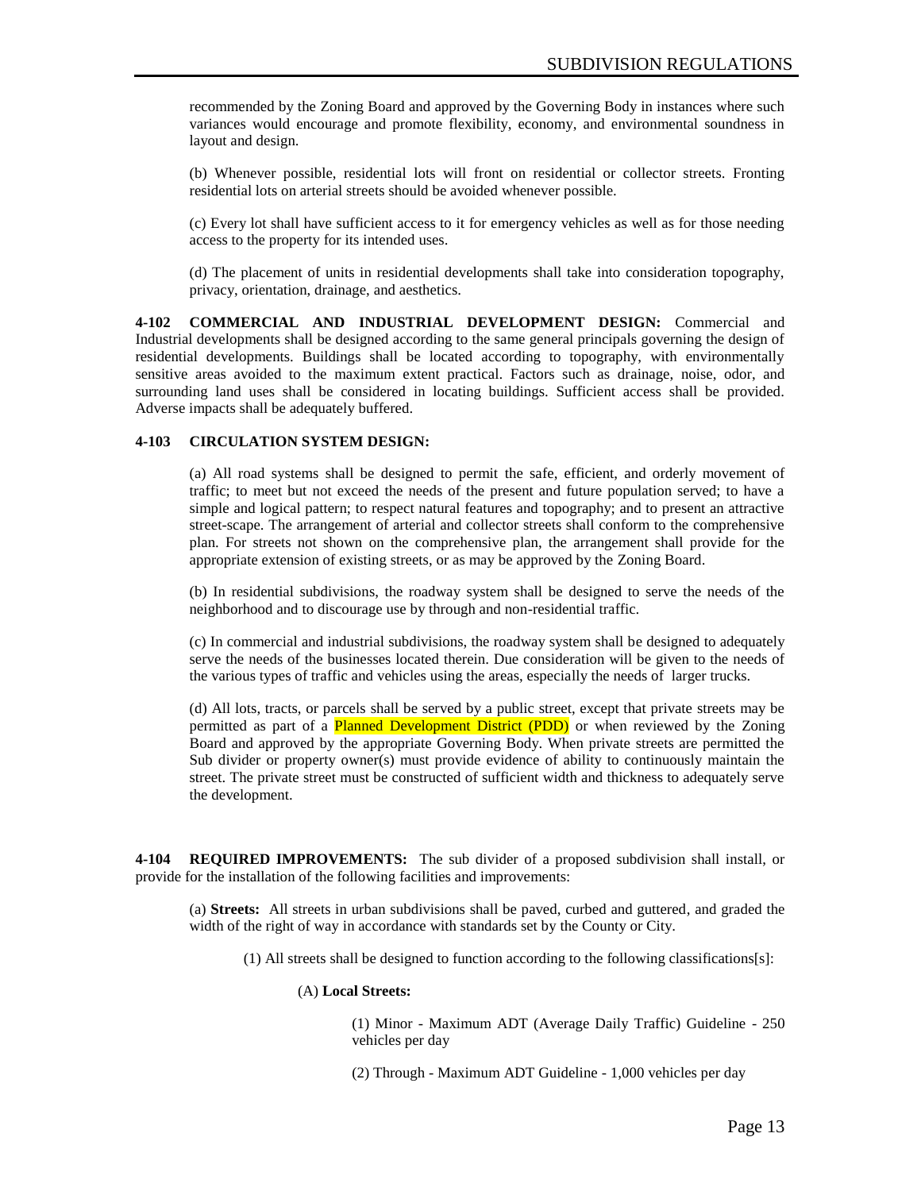recommended by the Zoning Board and approved by the Governing Body in instances where such variances would encourage and promote flexibility, economy, and environmental soundness in layout and design.

(b) Whenever possible, residential lots will front on residential or collector streets. Fronting residential lots on arterial streets should be avoided whenever possible.

(c) Every lot shall have sufficient access to it for emergency vehicles as well as for those needing access to the property for its intended uses.

(d) The placement of units in residential developments shall take into consideration topography, privacy, orientation, drainage, and aesthetics.

**4-102 COMMERCIAL AND INDUSTRIAL DEVELOPMENT DESIGN:** Commercial and Industrial developments shall be designed according to the same general principals governing the design of residential developments. Buildings shall be located according to topography, with environmentally sensitive areas avoided to the maximum extent practical. Factors such as drainage, noise, odor, and surrounding land uses shall be considered in locating buildings. Sufficient access shall be provided. Adverse impacts shall be adequately buffered.

**4-103 CIRCULATION SYSTEM DESIGN:**

(a) All road systems shall be designed to permit the safe, efficient, and orderly movement of traffic; to meet but not exceed the needs of the present and future population served; to have a simple and logical pattern; to respect natural features and topography; and to present an attractive street-scape. The arrangement of arterial and collector streets shall conform to the comprehensive plan. For streets not shown on the comprehensive plan, the arrangement shall provide for the appropriate extension of existing streets, or as may be approved by the Zoning Board.

(b) In residential subdivisions, the roadway system shall be designed to serve the needs of the neighborhood and to discourage use by through and non-residential traffic.

(c) In commercial and industrial subdivisions, the roadway system shall be designed to adequately serve the needs of the businesses located therein. Due consideration will be given to the needs of the various types of traffic and vehicles using the areas, especially the needs of larger trucks.

(d) All lots, tracts, or parcels shall be served by a public street, except that private streets may be permitted as part of a Planned Development District (PDD) or when reviewed by the Zoning Board and approved by the appropriate Governing Body. When private streets are permitted the Sub divider or property owner(s) must provide evidence of ability to continuously maintain the street. The private street must be constructed of sufficient width and thickness to adequately serve the development.

**4-104 REQUIRED IMPROVEMENTS:** The sub divider of a proposed subdivision shall install, or provide for the installation of the following facilities and improvements:

(a) **Streets:** All streets in urban subdivisions shall be paved, curbed and guttered, and graded the width of the right of way in accordance with standards set by the County or City.

(1) All streets shall be designed to function according to the following classifications[s]:

(A) **Local Streets:**

(1) Minor - Maximum ADT (Average Daily Traffic) Guideline - 250 vehicles per day

(2) Through - Maximum ADT Guideline - 1,000 vehicles per day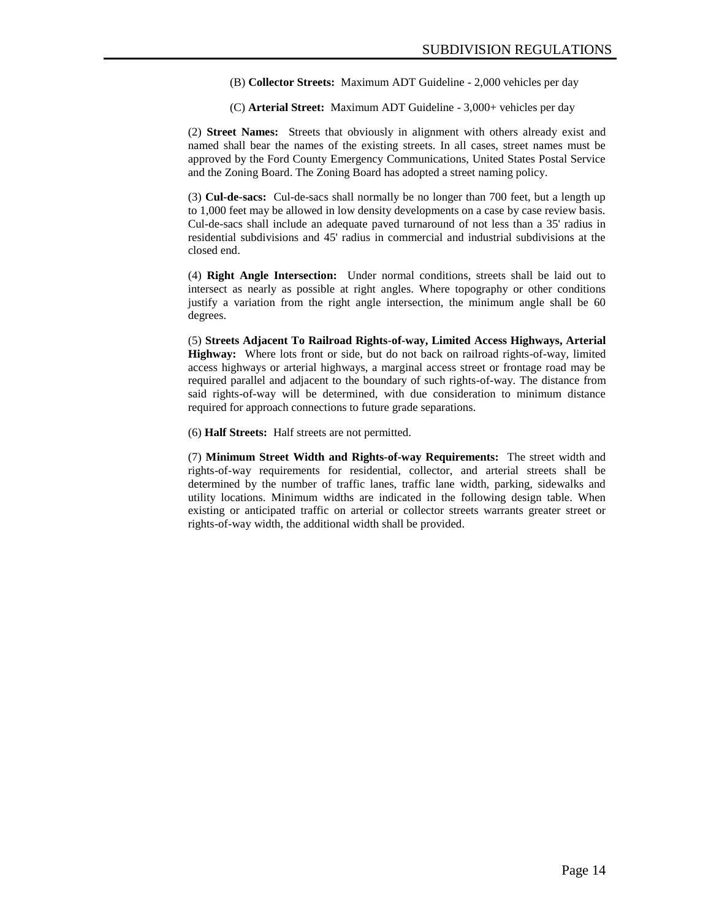(B) **Collector Streets:** Maximum ADT Guideline - 2,000 vehicles per day

(C) **Arterial Street:** Maximum ADT Guideline - 3,000+ vehicles per day

(2) **Street Names:** Streets that obviously in alignment with others already exist and named shall bear the names of the existing streets. In all cases, street names must be approved by the Ford County Emergency Communications, United States Postal Service and the Zoning Board. The Zoning Board has adopted a street naming policy.

(3) **Cul-de-sacs:** Cul-de-sacs shall normally be no longer than 700 feet, but a length up to 1,000 feet may be allowed in low density developments on a case by case review basis. Cul-de-sacs shall include an adequate paved turnaround of not less than a 35' radius in residential subdivisions and 45' radius in commercial and industrial subdivisions at the closed end.

(4) **Right Angle Intersection:** Under normal conditions, streets shall be laid out to intersect as nearly as possible at right angles. Where topography or other conditions justify a variation from the right angle intersection, the minimum angle shall be 60 degrees.

(5) **Streets Adjacent To Railroad Rights-of-way, Limited Access Highways, Arterial Highway:** Where lots front or side, but do not back on railroad rights-of-way, limited access highways or arterial highways, a marginal access street or frontage road may be required parallel and adjacent to the boundary of such rights-of-way. The distance from said rights-of-way will be determined, with due consideration to minimum distance required for approach connections to future grade separations.

(6) **Half Streets:** Half streets are not permitted.

(7) **Minimum Street Width and Rights-of-way Requirements:** The street width and rights-of-way requirements for residential, collector, and arterial streets shall be determined by the number of traffic lanes, traffic lane width, parking, sidewalks and utility locations. Minimum widths are indicated in the following design table. When existing or anticipated traffic on arterial or collector streets warrants greater street or rights-of-way width, the additional width shall be provided.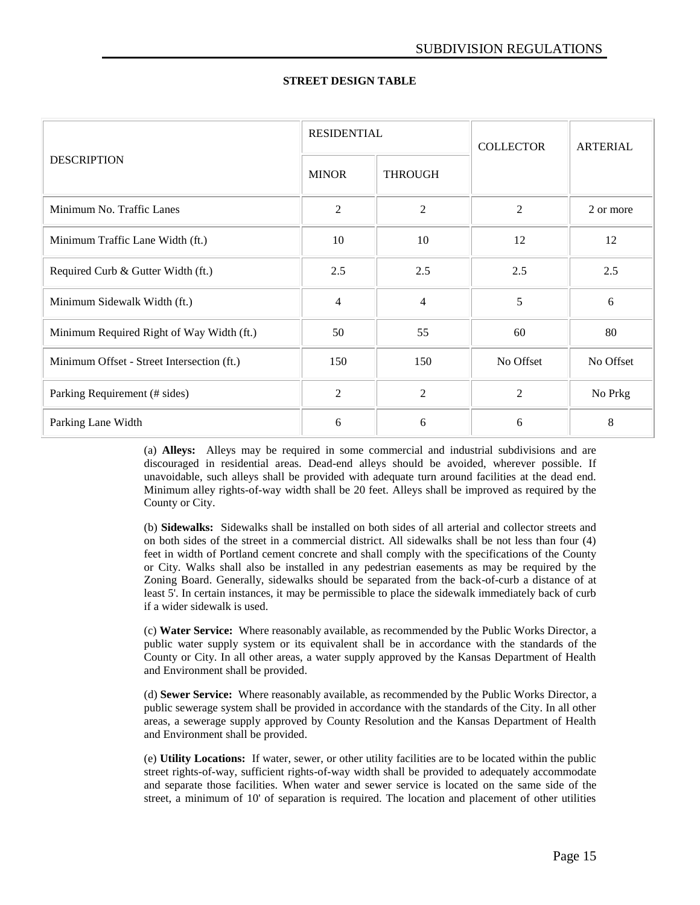**STREET DESIGN TABLE**

| DESCRIPTION | RESIDENTIAL | | COLLECTOR | ARTERIAL |
|---|---|---|---|---|
| | MINOR | THROUGH | | |
| Minimum No. Traffic Lanes | 2 | 2 | 2 | 2 or more |
| Minimum Traffic Lane Width (ft.) | 10 | 10 | 12 | 12 |
| Required Curb & Gutter Width (ft.) | 2.5 | 2.5 | 2.5 | 2.5 |
| Minimum Sidewalk Width (ft.) | 4 | 4 | 5 | 6 |
| Minimum Required Right of Way Width (ft.) | 50 | 55 | 60 | 80 |
| Minimum Offset - Street Intersection (ft.) | 150 | 150 | No Offset | No Offset |
| Parking Requirement (# sides) | 2 | 2 | 2 | No Prkg |
| Parking Lane Width | 6 | 6 | 6 | 8 |

(a) **Alleys:** Alleys may be required in some commercial and industrial subdivisions and are discouraged in residential areas. Dead-end alleys should be avoided, wherever possible. If unavoidable, such alleys shall be provided with adequate turn around facilities at the dead end. Minimum alley rights-of-way width shall be 20 feet. Alleys shall be improved as required by the County or City.

(b) **Sidewalks:** Sidewalks shall be installed on both sides of all arterial and collector streets and on both sides of the street in a commercial district. All sidewalks shall be not less than four (4) feet in width of Portland cement concrete and shall comply with the specifications of the County or City. Walks shall also be installed in any pedestrian easements as may be required by the Zoning Board. Generally, sidewalks should be separated from the back-of-curb a distance of at least 5'. In certain instances, it may be permissible to place the sidewalk immediately back of curb if a wider sidewalk is used.

(c) **Water Service:** Where reasonably available, as recommended by the Public Works Director, a public water supply system or its equivalent shall be in accordance with the standards of the County or City. In all other areas, a water supply approved by the Kansas Department of Health and Environment shall be provided.

(d) **Sewer Service:** Where reasonably available, as recommended by the Public Works Director, a public sewerage system shall be provided in accordance with the standards of the City. In all other areas, a sewerage supply approved by County Resolution and the Kansas Department of Health and Environment shall be provided.

(e) **Utility Locations:** If water, sewer, or other utility facilities are to be located within the public street rights-of-way, sufficient rights-of-way width shall be provided to adequately accommodate and separate those facilities. When water and sewer service is located on the same side of the street, a minimum of 10' of separation is required. The location and placement of other utilities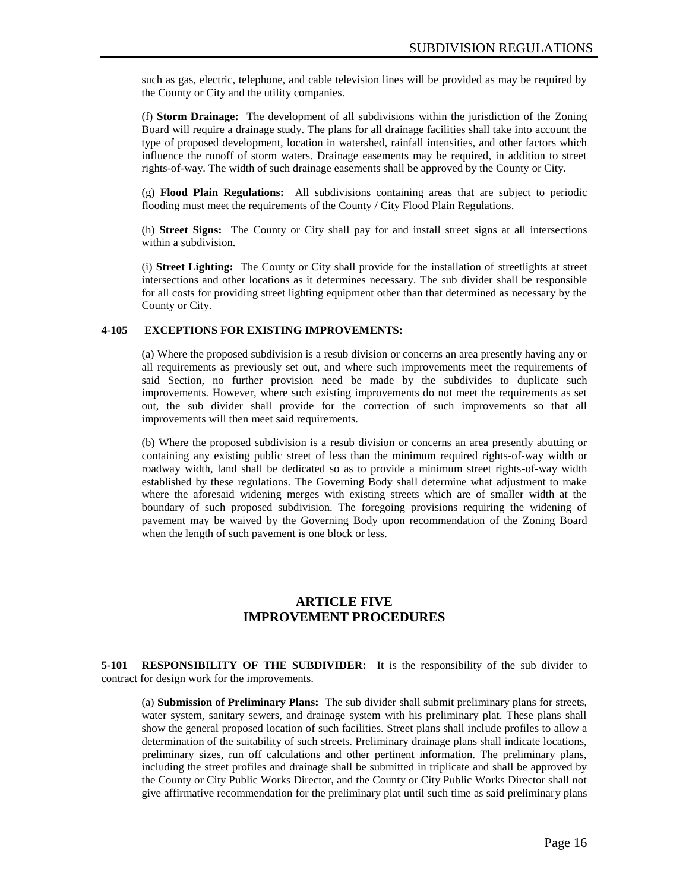such as gas, electric, telephone, and cable television lines will be provided as may be required by the County or City and the utility companies.

(f) **Storm Drainage:** The development of all subdivisions within the jurisdiction of the Zoning Board will require a drainage study. The plans for all drainage facilities shall take into account the type of proposed development, location in watershed, rainfall intensities, and other factors which influence the runoff of storm waters. Drainage easements may be required, in addition to street rights-of-way. The width of such drainage easements shall be approved by the County or City.

(g) **Flood Plain Regulations:** All subdivisions containing areas that are subject to periodic flooding must meet the requirements of the County / City Flood Plain Regulations.

(h) **Street Signs:** The County or City shall pay for and install street signs at all intersections within a subdivision.

(i) **Street Lighting:** The County or City shall provide for the installation of streetlights at street intersections and other locations as it determines necessary. The sub divider shall be responsible for all costs for providing street lighting equipment other than that determined as necessary by the County or City.

**4-105 EXCEPTIONS FOR EXISTING IMPROVEMENTS:**

(a) Where the proposed subdivision is a resub division or concerns an area presently having any or all requirements as previously set out, and where such improvements meet the requirements of said Section, no further provision need be made by the subdivides to duplicate such improvements. However, where such existing improvements do not meet the requirements as set out, the sub divider shall provide for the correction of such improvements so that all improvements will then meet said requirements.

(b) Where the proposed subdivision is a resub division or concerns an area presently abutting or containing any existing public street of less than the minimum required rights-of-way width or roadway width, land shall be dedicated so as to provide a minimum street rights-of-way width established by these regulations. The Governing Body shall determine what adjustment to make where the aforesaid widening merges with existing streets which are of smaller width at the boundary of such proposed subdivision. The foregoing provisions requiring the widening of pavement may be waived by the Governing Body upon recommendation of the Zoning Board when the length of such pavement is one block or less.

## ARTICLE FIVE
## IMPROVEMENT PROCEDURES

**5-101 RESPONSIBILITY OF THE SUBDIVIDER:** It is the responsibility of the sub divider to contract for design work for the improvements.

(a) **Submission of Preliminary Plans:** The sub divider shall submit preliminary plans for streets, water system, sanitary sewers, and drainage system with his preliminary plat. These plans shall show the general proposed location of such facilities. Street plans shall include profiles to allow a determination of the suitability of such streets. Preliminary drainage plans shall indicate locations, preliminary sizes, run off calculations and other pertinent information. The preliminary plans, including the street profiles and drainage shall be submitted in triplicate and shall be approved by the County or City Public Works Director, and the County or City Public Works Director shall not give affirmative recommendation for the preliminary plat until such time as said preliminary plans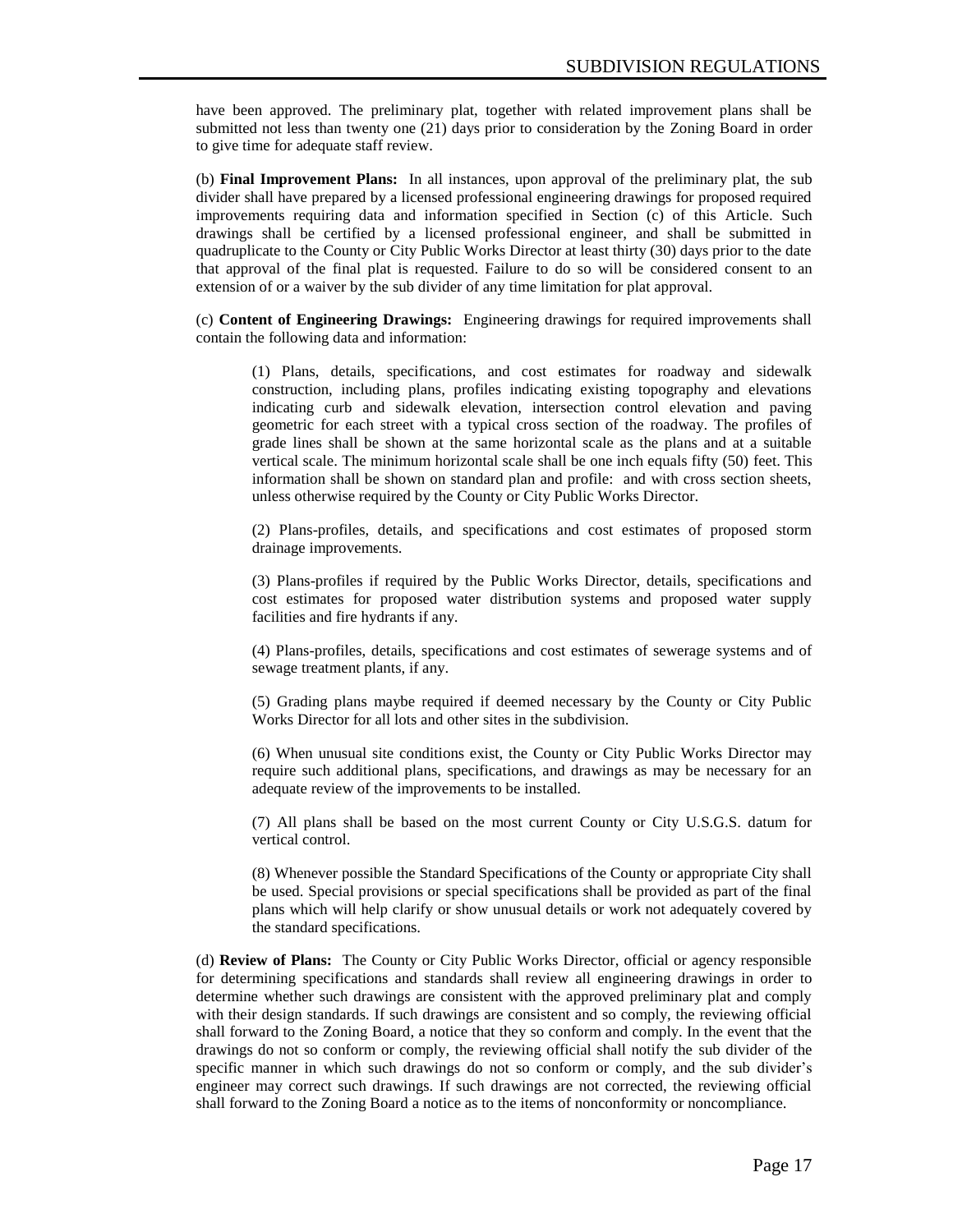have been approved. The preliminary plat, together with related improvement plans shall be submitted not less than twenty one (21) days prior to consideration by the Zoning Board in order to give time for adequate staff review.

(b) **Final Improvement Plans:** In all instances, upon approval of the preliminary plat, the sub divider shall have prepared by a licensed professional engineering drawings for proposed required improvements requiring data and information specified in Section (c) of this Article. Such drawings shall be certified by a licensed professional engineer, and shall be submitted in quadruplicate to the County or City Public Works Director at least thirty (30) days prior to the date that approval of the final plat is requested. Failure to do so will be considered consent to an extension of or a waiver by the sub divider of any time limitation for plat approval.

(c) **Content of Engineering Drawings:** Engineering drawings for required improvements shall contain the following data and information:

(1) Plans, details, specifications, and cost estimates for roadway and sidewalk construction, including plans, profiles indicating existing topography and elevations indicating curb and sidewalk elevation, intersection control elevation and paving geometric for each street with a typical cross section of the roadway. The profiles of grade lines shall be shown at the same horizontal scale as the plans and at a suitable vertical scale. The minimum horizontal scale shall be one inch equals fifty (50) feet. This information shall be shown on standard plan and profile: and with cross section sheets, unless otherwise required by the County or City Public Works Director.

(2) Plans-profiles, details, and specifications and cost estimates of proposed storm drainage improvements.

(3) Plans-profiles if required by the Public Works Director, details, specifications and cost estimates for proposed water distribution systems and proposed water supply facilities and fire hydrants if any.

(4) Plans-profiles, details, specifications and cost estimates of sewerage systems and of sewage treatment plants, if any.

(5) Grading plans maybe required if deemed necessary by the County or City Public Works Director for all lots and other sites in the subdivision.

(6) When unusual site conditions exist, the County or City Public Works Director may require such additional plans, specifications, and drawings as may be necessary for an adequate review of the improvements to be installed.

(7) All plans shall be based on the most current County or City U.S.G.S. datum for vertical control.

(8) Whenever possible the Standard Specifications of the County or appropriate City shall be used. Special provisions or special specifications shall be provided as part of the final plans which will help clarify or show unusual details or work not adequately covered by the standard specifications.

(d) **Review of Plans:** The County or City Public Works Director, official or agency responsible for determining specifications and standards shall review all engineering drawings in order to determine whether such drawings are consistent with the approved preliminary plat and comply with their design standards. If such drawings are consistent and so comply, the reviewing official shall forward to the Zoning Board, a notice that they so conform and comply. In the event that the drawings do not so conform or comply, the reviewing official shall notify the sub divider of the specific manner in which such drawings do not so conform or comply, and the sub divider's engineer may correct such drawings. If such drawings are not corrected, the reviewing official shall forward to the Zoning Board a notice as to the items of nonconformity or noncompliance.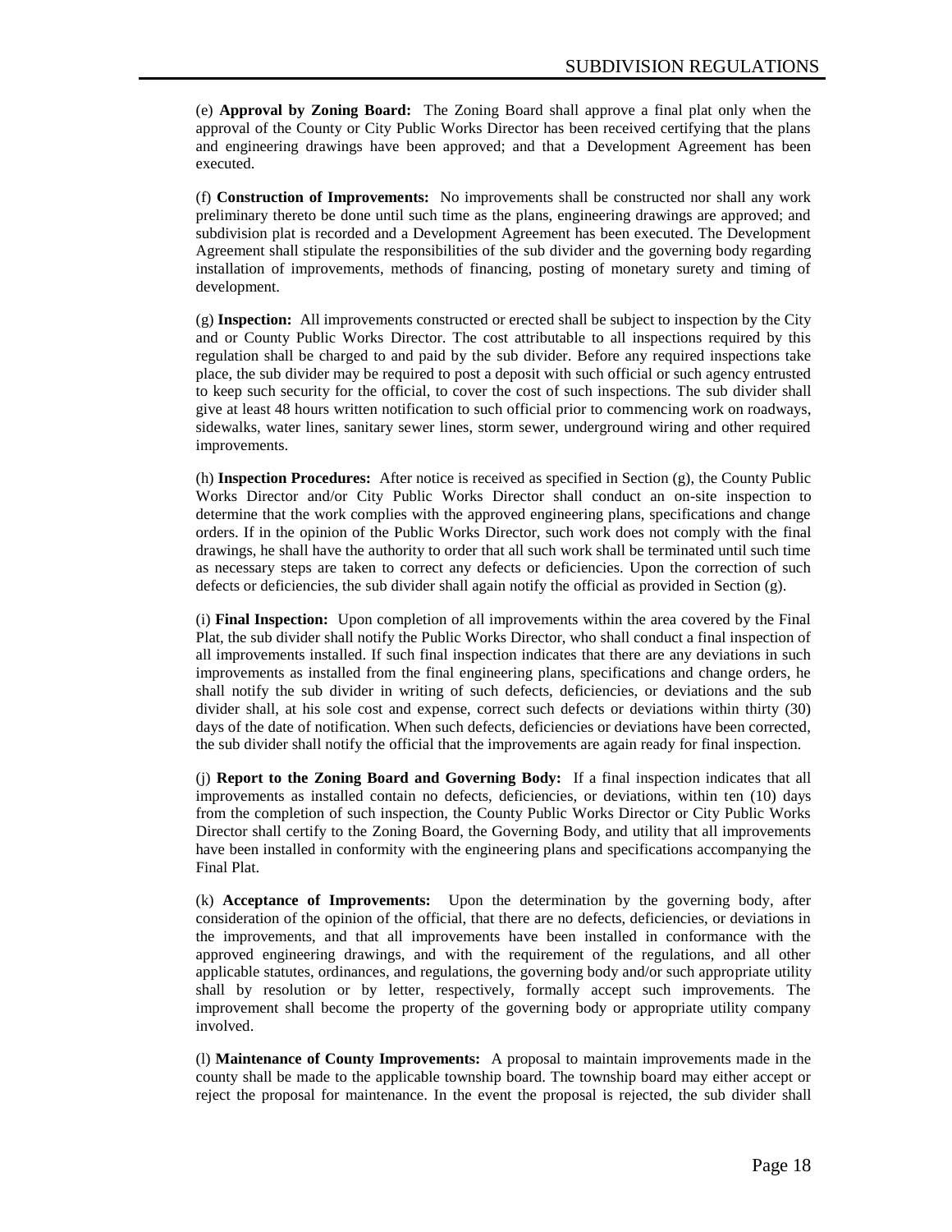(e) **Approval by Zoning Board:** The Zoning Board shall approve a final plat only when the approval of the County or City Public Works Director has been received certifying that the plans and engineering drawings have been approved; and that a Development Agreement has been executed.

(f) **Construction of Improvements:** No improvements shall be constructed nor shall any work preliminary thereto be done until such time as the plans, engineering drawings are approved; and subdivision plat is recorded and a Development Agreement has been executed. The Development Agreement shall stipulate the responsibilities of the sub divider and the governing body regarding installation of improvements, methods of financing, posting of monetary surety and timing of development.

(g) **Inspection:** All improvements constructed or erected shall be subject to inspection by the City and or County Public Works Director. The cost attributable to all inspections required by this regulation shall be charged to and paid by the sub divider. Before any required inspections take place, the sub divider may be required to post a deposit with such official or such agency entrusted to keep such security for the official, to cover the cost of such inspections. The sub divider shall give at least 48 hours written notification to such official prior to commencing work on roadways, sidewalks, water lines, sanitary sewer lines, storm sewer, underground wiring and other required improvements.

(h) **Inspection Procedures:** After notice is received as specified in Section (g), the County Public Works Director and/or City Public Works Director shall conduct an on-site inspection to determine that the work complies with the approved engineering plans, specifications and change orders. If in the opinion of the Public Works Director, such work does not comply with the final drawings, he shall have the authority to order that all such work shall be terminated until such time as necessary steps are taken to correct any defects or deficiencies. Upon the correction of such defects or deficiencies, the sub divider shall again notify the official as provided in Section (g).

(i) **Final Inspection:** Upon completion of all improvements within the area covered by the Final Plat, the sub divider shall notify the Public Works Director, who shall conduct a final inspection of all improvements installed. If such final inspection indicates that there are any deviations in such improvements as installed from the final engineering plans, specifications and change orders, he shall notify the sub divider in writing of such defects, deficiencies, or deviations and the sub divider shall, at his sole cost and expense, correct such defects or deviations within thirty (30) days of the date of notification. When such defects, deficiencies or deviations have been corrected, the sub divider shall notify the official that the improvements are again ready for final inspection.

(j) **Report to the Zoning Board and Governing Body:** If a final inspection indicates that all improvements as installed contain no defects, deficiencies, or deviations, within ten (10) days from the completion of such inspection, the County Public Works Director or City Public Works Director shall certify to the Zoning Board, the Governing Body, and utility that all improvements have been installed in conformity with the engineering plans and specifications accompanying the Final Plat.

(k) **Acceptance of Improvements:** Upon the determination by the governing body, after consideration of the opinion of the official, that there are no defects, deficiencies, or deviations in the improvements, and that all improvements have been installed in conformance with the approved engineering drawings, and with the requirement of the regulations, and all other applicable statutes, ordinances, and regulations, the governing body and/or such appropriate utility shall by resolution or by letter, respectively, formally accept such improvements. The improvement shall become the property of the governing body or appropriate utility company involved.

(l) **Maintenance of County Improvements:** A proposal to maintain improvements made in the county shall be made to the applicable township board. The township board may either accept or reject the proposal for maintenance. In the event the proposal is rejected, the sub divider shall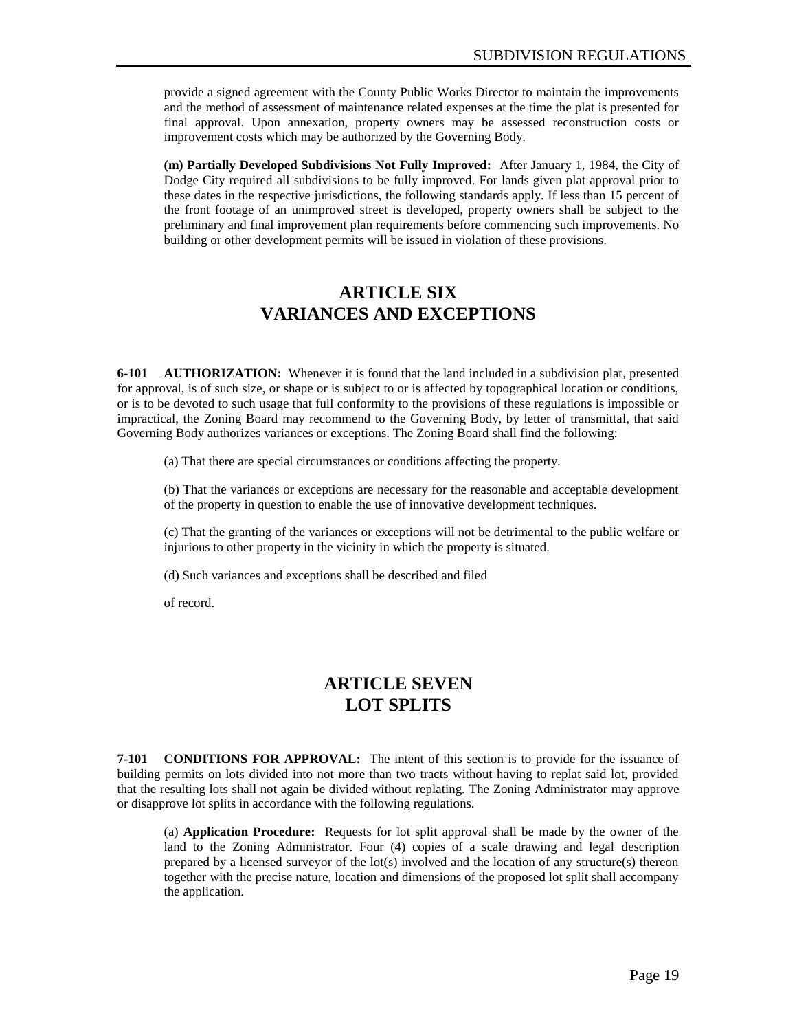provide a signed agreement with the County Public Works Director to maintain the improvements and the method of assessment of maintenance related expenses at the time the plat is presented for final approval. Upon annexation, property owners may be assessed reconstruction costs or improvement costs which may be authorized by the Governing Body.

**(m) Partially Developed Subdivisions Not Fully Improved:** After January 1, 1984, the City of Dodge City required all subdivisions to be fully improved. For lands given plat approval prior to these dates in the respective jurisdictions, the following standards apply. If less than 15 percent of the front footage of an unimproved street is developed, property owners shall be subject to the preliminary and final improvement plan requirements before commencing such improvements. No building or other development permits will be issued in violation of these provisions.

# ARTICLE SIX
# VARIANCES AND EXCEPTIONS

**6-101 AUTHORIZATION:** Whenever it is found that the land included in a subdivision plat, presented for approval, is of such size, or shape or is subject to or is affected by topographical location or conditions, or is to be devoted to such usage that full conformity to the provisions of these regulations is impossible or impractical, the Zoning Board may recommend to the Governing Body, by letter of transmittal, that said Governing Body authorizes variances or exceptions. The Zoning Board shall find the following:

(a) That there are special circumstances or conditions affecting the property.

(b) That the variances or exceptions are necessary for the reasonable and acceptable development of the property in question to enable the use of innovative development techniques.

(c) That the granting of the variances or exceptions will not be detrimental to the public welfare or injurious to other property in the vicinity in which the property is situated.

(d) Such variances and exceptions shall be described and filed

of record.

# ARTICLE SEVEN
# LOT SPLITS

**7-101 CONDITIONS FOR APPROVAL:** The intent of this section is to provide for the issuance of building permits on lots divided into not more than two tracts without having to replat said lot, provided that the resulting lots shall not again be divided without replating. The Zoning Administrator may approve or disapprove lot splits in accordance with the following regulations.

(a) **Application Procedure:** Requests for lot split approval shall be made by the owner of the land to the Zoning Administrator. Four (4) copies of a scale drawing and legal description prepared by a licensed surveyor of the lot(s) involved and the location of any structure(s) thereon together with the precise nature, location and dimensions of the proposed lot split shall accompany the application.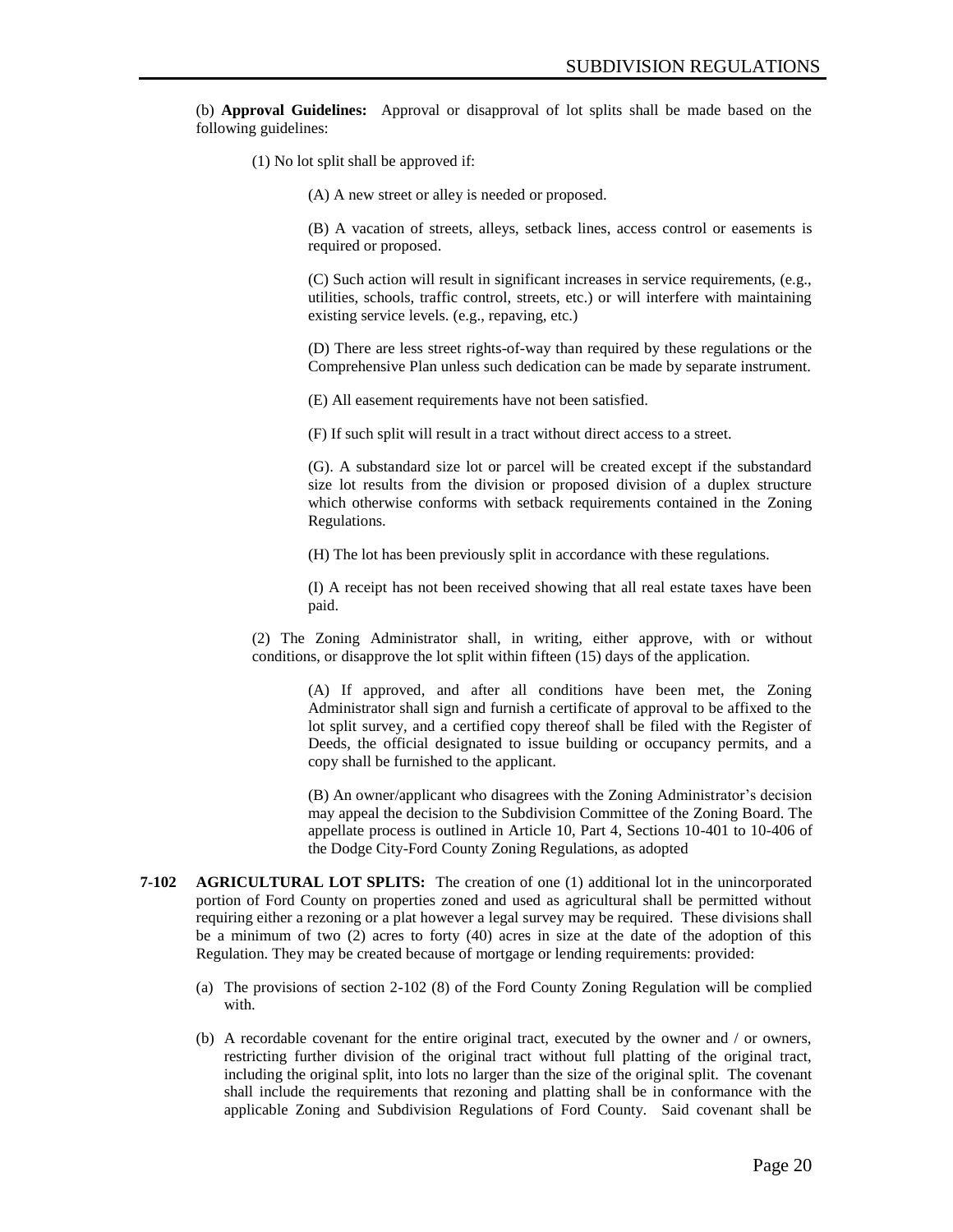(b) **Approval Guidelines:** Approval or disapproval of lot splits shall be made based on the following guidelines:

(1) No lot split shall be approved if:

(A) A new street or alley is needed or proposed.

(B) A vacation of streets, alleys, setback lines, access control or easements is required or proposed.

(C) Such action will result in significant increases in service requirements, (e.g., utilities, schools, traffic control, streets, etc.) or will interfere with maintaining existing service levels. (e.g., repaving, etc.)

(D) There are less street rights-of-way than required by these regulations or the Comprehensive Plan unless such dedication can be made by separate instrument.

(E) All easement requirements have not been satisfied.

(F) If such split will result in a tract without direct access to a street.

(G). A substandard size lot or parcel will be created except if the substandard size lot results from the division or proposed division of a duplex structure which otherwise conforms with setback requirements contained in the Zoning Regulations.

(H) The lot has been previously split in accordance with these regulations.

(I) A receipt has not been received showing that all real estate taxes have been paid.

(2) The Zoning Administrator shall, in writing, either approve, with or without conditions, or disapprove the lot split within fifteen (15) days of the application.

(A) If approved, and after all conditions have been met, the Zoning Administrator shall sign and furnish a certificate of approval to be affixed to the lot split survey, and a certified copy thereof shall be filed with the Register of Deeds, the official designated to issue building or occupancy permits, and a copy shall be furnished to the applicant.

(B) An owner/applicant who disagrees with the Zoning Administrator's decision may appeal the decision to the Subdivision Committee of the Zoning Board. The appellate process is outlined in Article 10, Part 4, Sections 10-401 to 10-406 of the Dodge City-Ford County Zoning Regulations, as adopted

**7-102 AGRICULTURAL LOT SPLITS:** The creation of one (1) additional lot in the unincorporated portion of Ford County on properties zoned and used as agricultural shall be permitted without requiring either a rezoning or a plat however a legal survey may be required. These divisions shall be a minimum of two (2) acres to forty (40) acres in size at the date of the adoption of this Regulation. They may be created because of mortgage or lending requirements: provided:

(a) The provisions of section 2-102 (8) of the Ford County Zoning Regulation will be complied with.

(b) A recordable covenant for the entire original tract, executed by the owner and / or owners, restricting further division of the original tract without full platting of the original tract, including the original split, into lots no larger than the size of the original split. The covenant shall include the requirements that rezoning and platting shall be in conformance with the applicable Zoning and Subdivision Regulations of Ford County. Said covenant shall be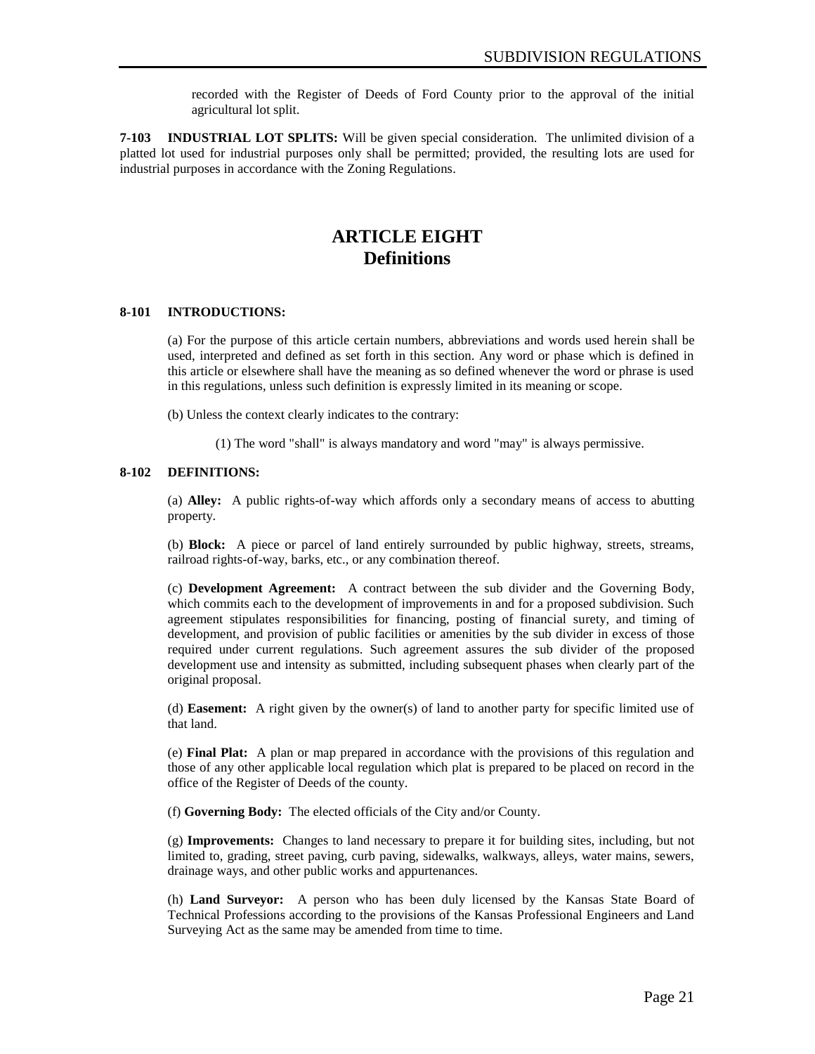recorded with the Register of Deeds of Ford County prior to the approval of the initial agricultural lot split.

**7-103 INDUSTRIAL LOT SPLITS:** Will be given special consideration. The unlimited division of a platted lot used for industrial purposes only shall be permitted; provided, the resulting lots are used for industrial purposes in accordance with the Zoning Regulations.

# ARTICLE EIGHT
# Definitions

**8-101 INTRODUCTIONS:**

(a) For the purpose of this article certain numbers, abbreviations and words used herein shall be used, interpreted and defined as set forth in this section. Any word or phase which is defined in this article or elsewhere shall have the meaning as so defined whenever the word or phrase is used in this regulations, unless such definition is expressly limited in its meaning or scope.

(b) Unless the context clearly indicates to the contrary:

(1) The word "shall" is always mandatory and word "may" is always permissive.

**8-102 DEFINITIONS:**

(a) **Alley:** A public rights-of-way which affords only a secondary means of access to abutting property.

(b) **Block:** A piece or parcel of land entirely surrounded by public highway, streets, streams, railroad rights-of-way, barks, etc., or any combination thereof.

(c) **Development Agreement:** A contract between the sub divider and the Governing Body, which commits each to the development of improvements in and for a proposed subdivision. Such agreement stipulates responsibilities for financing, posting of financial surety, and timing of development, and provision of public facilities or amenities by the sub divider in excess of those required under current regulations. Such agreement assures the sub divider of the proposed development use and intensity as submitted, including subsequent phases when clearly part of the original proposal.

(d) **Easement:** A right given by the owner(s) of land to another party for specific limited use of that land.

(e) **Final Plat:** A plan or map prepared in accordance with the provisions of this regulation and those of any other applicable local regulation which plat is prepared to be placed on record in the office of the Register of Deeds of the county.

(f) **Governing Body:** The elected officials of the City and/or County.

(g) **Improvements:** Changes to land necessary to prepare it for building sites, including, but not limited to, grading, street paving, curb paving, sidewalks, walkways, alleys, water mains, sewers, drainage ways, and other public works and appurtenances.

(h) **Land Surveyor:** A person who has been duly licensed by the Kansas State Board of Technical Professions according to the provisions of the Kansas Professional Engineers and Land Surveying Act as the same may be amended from time to time.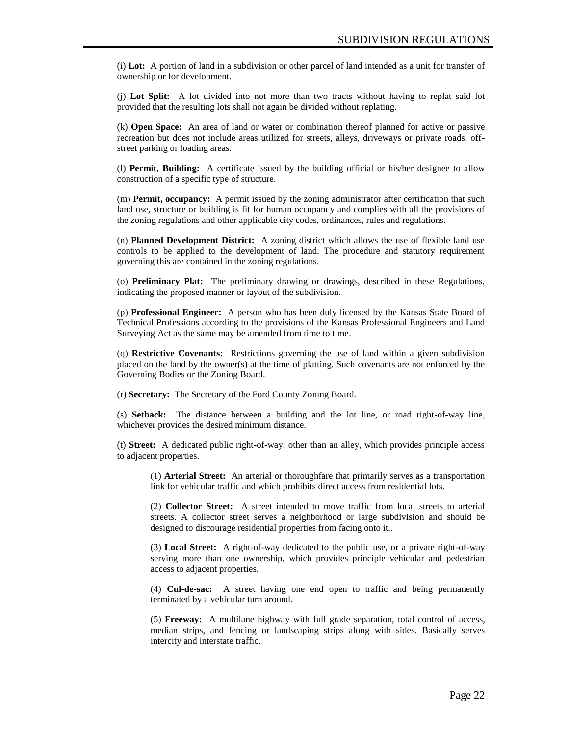(i) **Lot:** A portion of land in a subdivision or other parcel of land intended as a unit for transfer of ownership or for development.

(j) **Lot Split:** A lot divided into not more than two tracts without having to replat said lot provided that the resulting lots shall not again be divided without replating.

(k) **Open Space:** An area of land or water or combination thereof planned for active or passive recreation but does not include areas utilized for streets, alleys, driveways or private roads, off-street parking or loading areas.

(l) **Permit, Building:** A certificate issued by the building official or his/her designee to allow construction of a specific type of structure.

(m) **Permit, occupancy:** A permit issued by the zoning administrator after certification that such land use, structure or building is fit for human occupancy and complies with all the provisions of the zoning regulations and other applicable city codes, ordinances, rules and regulations.

(n) **Planned Development District:** A zoning district which allows the use of flexible land use controls to be applied to the development of land. The procedure and statutory requirement governing this are contained in the zoning regulations.

(o) **Preliminary Plat:** The preliminary drawing or drawings, described in these Regulations, indicating the proposed manner or layout of the subdivision.

(p) **Professional Engineer:** A person who has been duly licensed by the Kansas State Board of Technical Professions according to the provisions of the Kansas Professional Engineers and Land Surveying Act as the same may be amended from time to time.

(q) **Restrictive Covenants:** Restrictions governing the use of land within a given subdivision placed on the land by the owner(s) at the time of platting. Such covenants are not enforced by the Governing Bodies or the Zoning Board.

(r) **Secretary:** The Secretary of the Ford County Zoning Board.

(s) **Setback:** The distance between a building and the lot line, or road right-of-way line, whichever provides the desired minimum distance.

(t) **Street:** A dedicated public right-of-way, other than an alley, which provides principle access to adjacent properties.

> (1) **Arterial Street:** An arterial or thoroughfare that primarily serves as a transportation link for vehicular traffic and which prohibits direct access from residential lots.
>
> (2) **Collector Street:** A street intended to move traffic from local streets to arterial streets. A collector street serves a neighborhood or large subdivision and should be designed to discourage residential properties from facing onto it..
>
> (3) **Local Street:** A right-of-way dedicated to the public use, or a private right-of-way serving more than one ownership, which provides principle vehicular and pedestrian access to adjacent properties.
>
> (4) **Cul-de-sac:** A street having one end open to traffic and being permanently terminated by a vehicular turn around.
>
> (5) **Freeway:** A multilane highway with full grade separation, total control of access, median strips, and fencing or landscaping strips along with sides. Basically serves intercity and interstate traffic.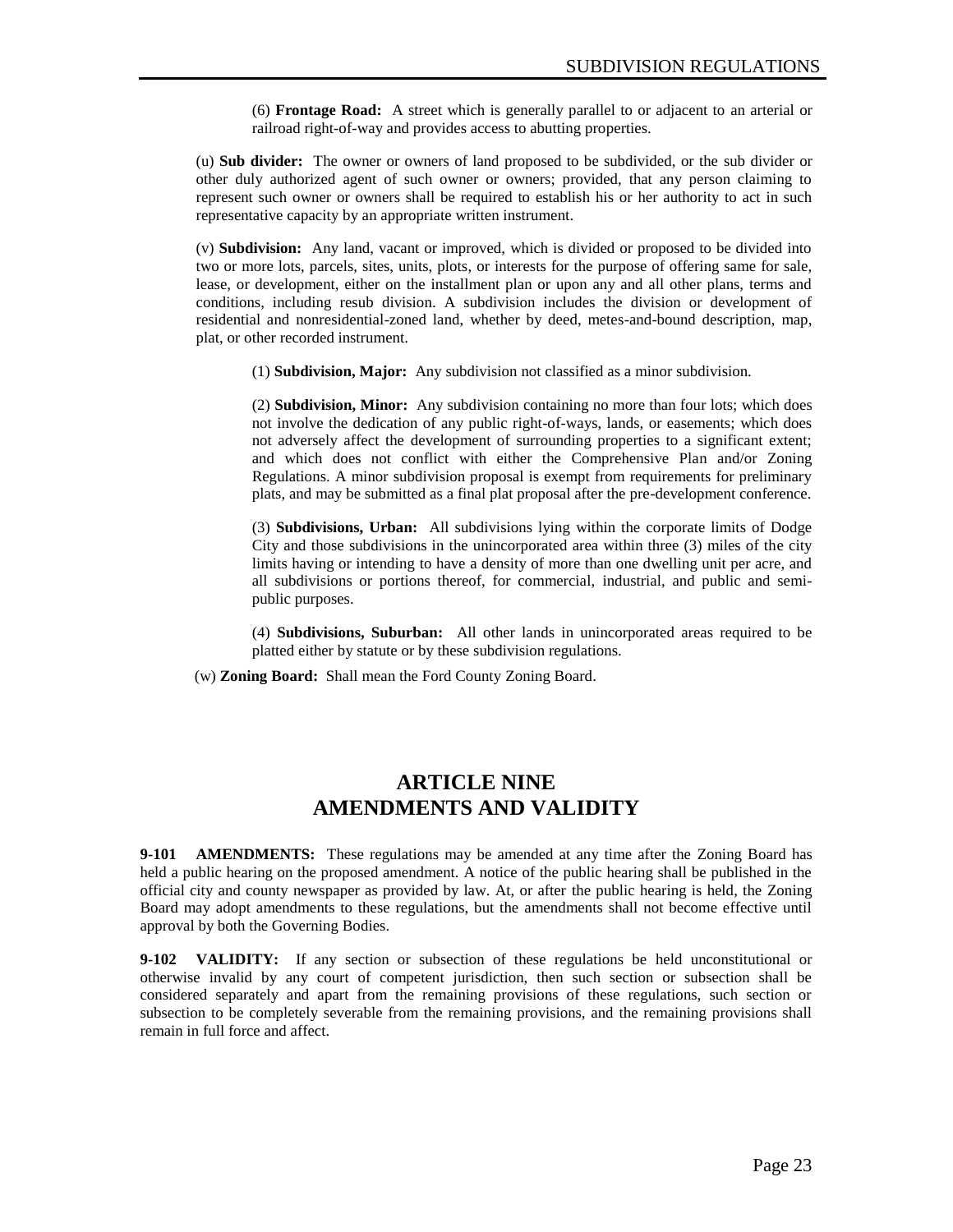(6) **Frontage Road:** A street which is generally parallel to or adjacent to an arterial or railroad right-of-way and provides access to abutting properties.

(u) **Sub divider:** The owner or owners of land proposed to be subdivided, or the sub divider or other duly authorized agent of such owner or owners; provided, that any person claiming to represent such owner or owners shall be required to establish his or her authority to act in such representative capacity by an appropriate written instrument.

(v) **Subdivision:** Any land, vacant or improved, which is divided or proposed to be divided into two or more lots, parcels, sites, units, plots, or interests for the purpose of offering same for sale, lease, or development, either on the installment plan or upon any and all other plans, terms and conditions, including resub division. A subdivision includes the division or development of residential and nonresidential-zoned land, whether by deed, metes-and-bound description, map, plat, or other recorded instrument.

(1) **Subdivision, Major:** Any subdivision not classified as a minor subdivision.

(2) **Subdivision, Minor:** Any subdivision containing no more than four lots; which does not involve the dedication of any public right-of-ways, lands, or easements; which does not adversely affect the development of surrounding properties to a significant extent; and which does not conflict with either the Comprehensive Plan and/or Zoning Regulations. A minor subdivision proposal is exempt from requirements for preliminary plats, and may be submitted as a final plat proposal after the pre-development conference.

(3) **Subdivisions, Urban:** All subdivisions lying within the corporate limits of Dodge City and those subdivisions in the unincorporated area within three (3) miles of the city limits having or intending to have a density of more than one dwelling unit per acre, and all subdivisions or portions thereof, for commercial, industrial, and public and semi-public purposes.

(4) **Subdivisions, Suburban:** All other lands in unincorporated areas required to be platted either by statute or by these subdivision regulations.

(w) **Zoning Board:** Shall mean the Ford County Zoning Board.

# ARTICLE NINE
# AMENDMENTS AND VALIDITY

**9-101 AMENDMENTS:** These regulations may be amended at any time after the Zoning Board has held a public hearing on the proposed amendment. A notice of the public hearing shall be published in the official city and county newspaper as provided by law. At, or after the public hearing is held, the Zoning Board may adopt amendments to these regulations, but the amendments shall not become effective until approval by both the Governing Bodies.

**9-102 VALIDITY:** If any section or subsection of these regulations be held unconstitutional or otherwise invalid by any court of competent jurisdiction, then such section or subsection shall be considered separately and apart from the remaining provisions of these regulations, such section or subsection to be completely severable from the remaining provisions, and the remaining provisions shall remain in full force and affect.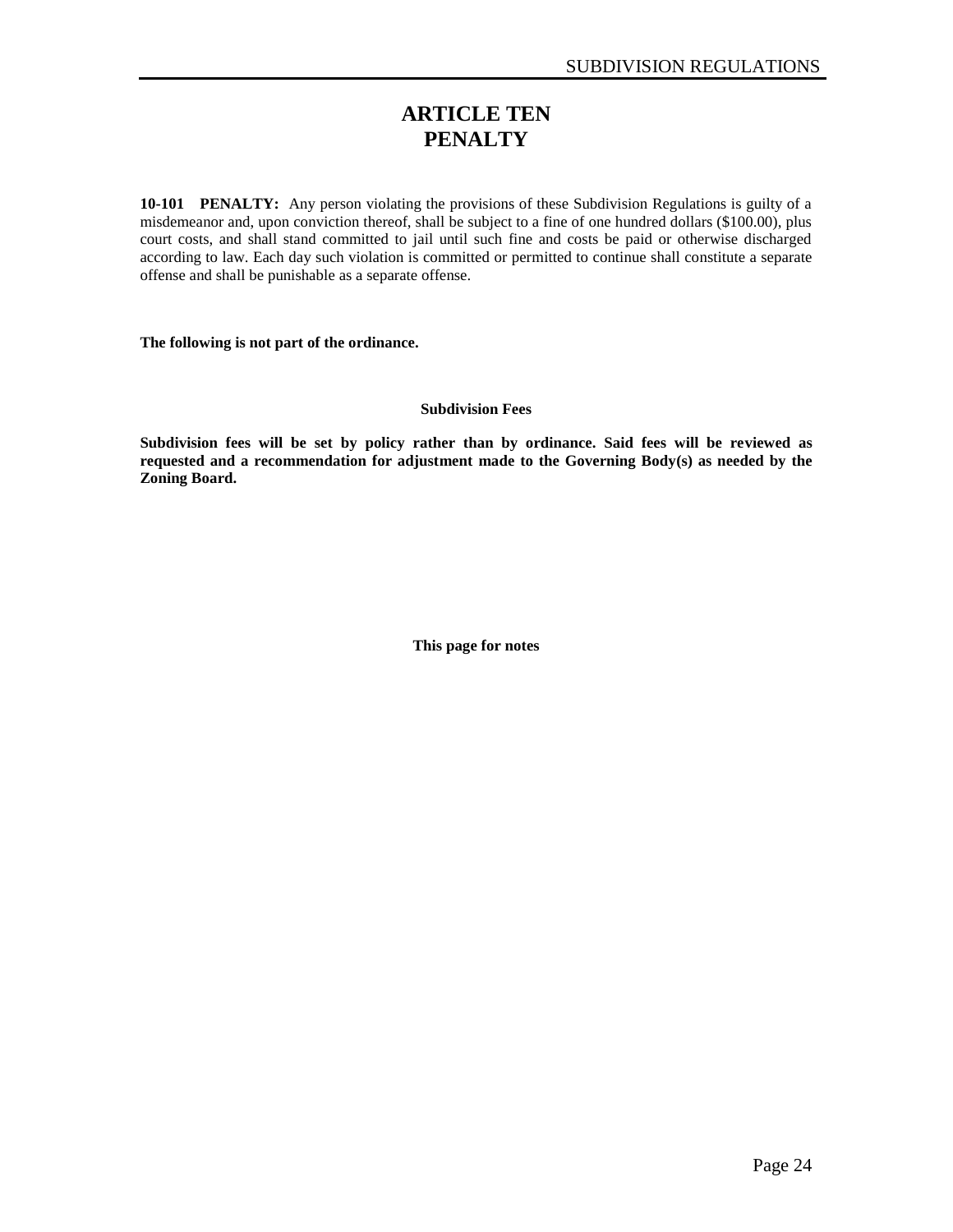# ARTICLE TEN
# PENALTY

**10-101 PENALTY:** Any person violating the provisions of these Subdivision Regulations is guilty of a misdemeanor and, upon conviction thereof, shall be subject to a fine of one hundred dollars ($100.00), plus court costs, and shall stand committed to jail until such fine and costs be paid or otherwise discharged according to law. Each day such violation is committed or permitted to continue shall constitute a separate offense and shall be punishable as a separate offense.

**The following is not part of the ordinance.**

**Subdivision Fees**

**Subdivision fees will be set by policy rather than by ordinance. Said fees will be reviewed as requested and a recommendation for adjustment made to the Governing Body(s) as needed by the Zoning Board.**

**This page for notes**